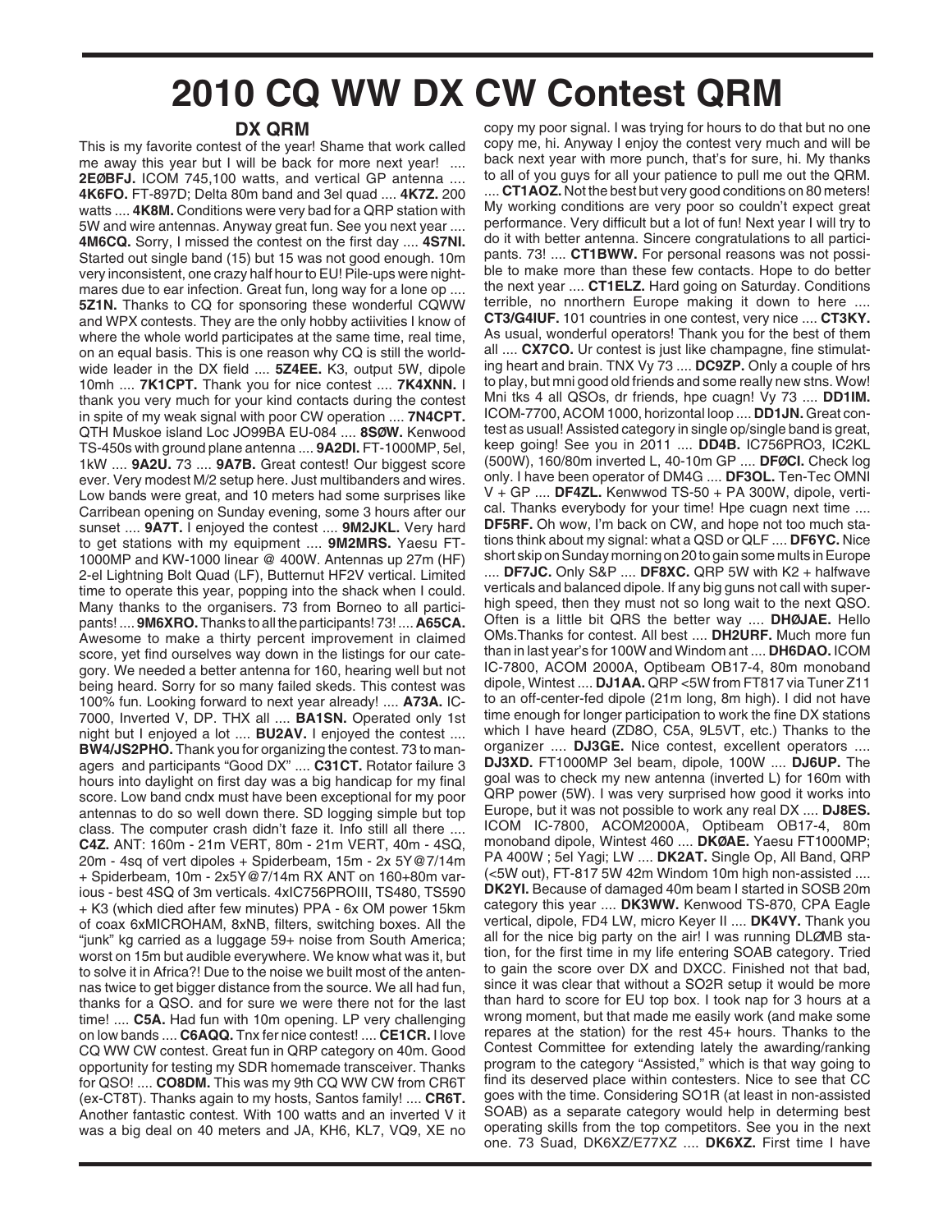# 2010 CQ WW DX CW Contest QRM

## DX QRM

This is my favorite contest of the year! Shame that work called me away this year but I will be back for more next year! .... **2EØBFJ.** ICOM 745,100 watts, and vertical GP antenna .... **4K6FO.** FT-897D; Delta 80m band and 3el quad .... **4K7Z.** 200 watts .... **4K8M.** Conditions were very bad for a QRP station with 5W and wire antennas. Anyway great fun. See you next year .... **4M6CQ.** Sorry, I missed the contest on the first day .... **4S7NI.** Started out single band (15) but 15 was not good enough. 10m very inconsistent, one crazy half hour to EU! Pile-ups were nightmares due to ear infection. Great fun, long way for a lone op .... **5Z1N.** Thanks to CQ for sponsoring these wonderful CQWW and WPX contests. They are the only hobby actiivities I know of where the whole world participates at the same time, real time, on an equal basis. This is one reason why CQ is still the worldwide leader in the DX field .... **5Z4EE.** K3, output 5W, dipole 10mh .... **7K1CPT.** Thank you for nice contest .... **7K4XNN.** I thank you very much for your kind contacts during the contest in spite of my weak signal with poor CW operation .... **7N4CPT.** QTH Muskoe island Loc JO99BA EU-084 .... **8SØW.** Kenwood TS-450s with ground plane antenna .... **9A2DI.** FT-1000MP, 5el, 1kW .... **9A2U.** 73 .... **9A7B.** Great contest! Our biggest score ever. Very modest M/2 setup here. Just multibanders and wires. Low bands were great, and 10 meters had some surprises like Carribean opening on Sunday evening, some 3 hours after our sunset .... **9A7T.** I enjoyed the contest .... **9M2JKL.** Very hard to get stations with my equipment .... **9M2MRS.** Yaesu FT-1000MP and KW-1000 linear @ 400W. Antennas up 27m (HF) 2-el Lightning Bolt Quad (LF), Butternut HF2V vertical. Limited time to operate this year, popping into the shack when I could. Many thanks to the organisers. 73 from Borneo to all participants! .... **9M6XRO.** Thanks to all the participants! 73! .... **A65CA.** Awesome to make a thirty percent improvement in claimed score, yet find ourselves way down in the listings for our category. We needed a better antenna for 160, hearing well but not being heard. Sorry for so many failed skeds. This contest was 100% fun. Looking forward to next year already! .... **A73A.** IC-7000, Inverted V, DP. THX all .... **BA1SN.** Operated only 1st night but I enjoyed a lot .... **BU2AV.** I enjoyed the contest .... **BW4/JS2PHO.** Thank you for organizing the contest. 73 to managers and participants "Good DX" .... **C31CT.** Rotator failure 3 hours into daylight on first day was a big handicap for my final score. Low band cndx must have been exceptional for my poor antennas to do so well down there. SD logging simple but top class. The computer crash didn't faze it. Info still all there .... **C4Z.** ANT: 160m - 21m VERT, 80m - 21m VERT, 40m - 4SQ, 20m - 4sq of vert dipoles + Spiderbeam, 15m - 2x 5Y@7/14m + Spiderbeam, 10m - 2x5Y@7/14m RX ANT on 160+80m various - best 4SQ of 3m verticals. 4xIC756PROIII, TS480, TS590 + K3 (which died after few minutes) PPA - 6x OM power 15km of coax 6xMICROHAM, 8xNB, filters, switching boxes. All the "junk" kg carried as a luggage 59+ noise from South America; worst on 15m but audible everywhere. We know what was it, but to solve it in Africa?! Due to the noise we built most of the antennas twice to get bigger distance from the source. We all had fun, thanks for a QSO. and for sure we were there not for the last time! .... **C5A.** Had fun with 10m opening. LP very challenging on low bands .... **C6AQQ.** Tnx fer nice contest! .... **CE1CR.** I love CQ WW CW contest. Great fun in QRP category on 40m. Good opportunity for testing my SDR homemade transceiver. Thanks for QSO! .... **CO8DM.** This was my 9th CQ WW CW from CR6T (ex-CT8T). Thanks again to my hosts, Santos family! .... **CR6T.** Another fantastic contest. With 100 watts and an inverted V it was a big deal on 40 meters and JA, KH6, KL7, VQ9, XE no copy my poor signal. I was trying for hours to do that but no one copy me, hi. Anyway I enjoe the contest very much and will be back next year with more punch, that's for sure, hi. My thanks to all of you guys for all your patience to pull me out the QRM. .... **CT1AOZ.** Not the best but very good conditions on 80 meters! My working conditions are very poor so couldn't expect great performance. Very difficult but a lot of fun! Next year I will try to do it with better antenna. Sincere congratulations to all participants. 73! .... **CT1BWW.** For personal reasons was not possible to make more than these few contacts. Hope to do better the next year .... **CT1ELZ.** Hard going on Saturday. Conditions terrible, no nnorthern Europe making it down to here .... **CT3/G4IUF.** 101 countries in one contest, very nice .... **CT3KY.** As usual, wonderful operators! Thank you for the best of them all .... **CX7CO.** Ur contest is just like champagne, fine stimulating heart and brain. TNX Vy 73 .... **DC9ZP.** Only a couple of hrs to play, but mni good old friends and some really new stns. Wow! Mni tks 4 all QSOs, dr friends, hpe cuagn! Vy 73 .... **DD1IM.** ICOM-7700, ACOM 1000, horizontal loop .... **DD1JN.** Great contest as usual! Assisted category in single op/single band is great, keep going! See you in 2011 .... **DD4B.** IC756PRO3, IC2KL (500W), 160/80m inverted L, 40-10m GP .... **DFØCI.** Check log only. I have been operator of DM4G .... **DF3OL.** Ten-Tec OMNI V + GP .... **DF4ZL.** Kenwwod TS-50 + PA 300W, dipole, vertical. Thanks everybody for your time! Hpe cuagn next time .... **DF5RF.** Oh wow, I'm back on CW, and hope not too much stations think about my signal: what a QSD or QLF .... **DF6YC.** Nice short skip on Sunday morning on 20 to gain some mults in Europe .... **DF7JC.** Only S&P .... **DF8XC.** QRP 5W with K2 + halfwave verticals and balanced dipole. If any big guns not call with superhigh speed, then they must not so long wait to the next QSO. Often is a little bit QRS the better way .... **DHØJAE.** Hello OMs.Thanks for contest. All best .... **DH2URF.** Much more fun than in last year's for 100W and Windom ant .... **DH6DAO.** ICOM IC-7800, ACOM 2000A, Optibeam OB17-4, 80m monoband dipole, Wintest .... **DJ1AA.** QRP <5W from FT817 via Tuner Z11 to an off-center-fed dipole (21m long, 8m high). I did not have time enough for longer participation to work the fine DX stations which I have heard (ZD8O, C5A, 9L5VT, etc.) Thanks to the organizer .... **DJ3GE.** Nice contest, excellent operators .... **DJ3XD.** FT1000MP 3el beam, dipole, 100W .... **DJ6UP.** The goal was to check my new antenna (inverted L) for 160m with QRP power (5W). I was very surprised how good it works into Europe, but it was not possible to work any real DX .... **DJ8ES.** ICOM IC-7800, ACOM2000A, Optibeam OB17-4, 80m monoband dipole, Wintest 460 .... **DKØAE.** Yaesu FT1000MP; PA 400W ; 5el Yagi; LW .... **DK2AT.** Single Op, All Band, QRP (<5W out), FT-817 5W 42m Windom 10m high non-assisted .... **DK2YI.** Because of damaged 40m beam I started in SOSB 20m category this year .... **DK3WW.** Kenwood TS-870, CPA Eagle vertical, dipole, FD4 LW, micro Keyer II .... **DK4VY.** Thank you all for the nice big party on the air! I was running DLØMB station, for the first time in my life entering SOAB category. Tried to gain the score over DXC and DXCC. Finished not that bad, since it was clear that without a SO2R setup it would be more than hard to score for EU top box. I took nap for 3 hours at a wrong moment, but that made me easily work (and make some repares at the station) for the rest 45+ hours. Thanks to the Contest Committee for extending lately the awarding/ranking program to the category "Assisted," which is that way going to find its deserved place within contesters. Nice to see that CC goes with the time. Considering SO1R (at least in non-assisted SOAB) as a separate category would help in determing best operating skills from the top competitors. See you in the next one. 73 Suad, DK6XZ/E77XZ .... **DK6XZ.** First time I have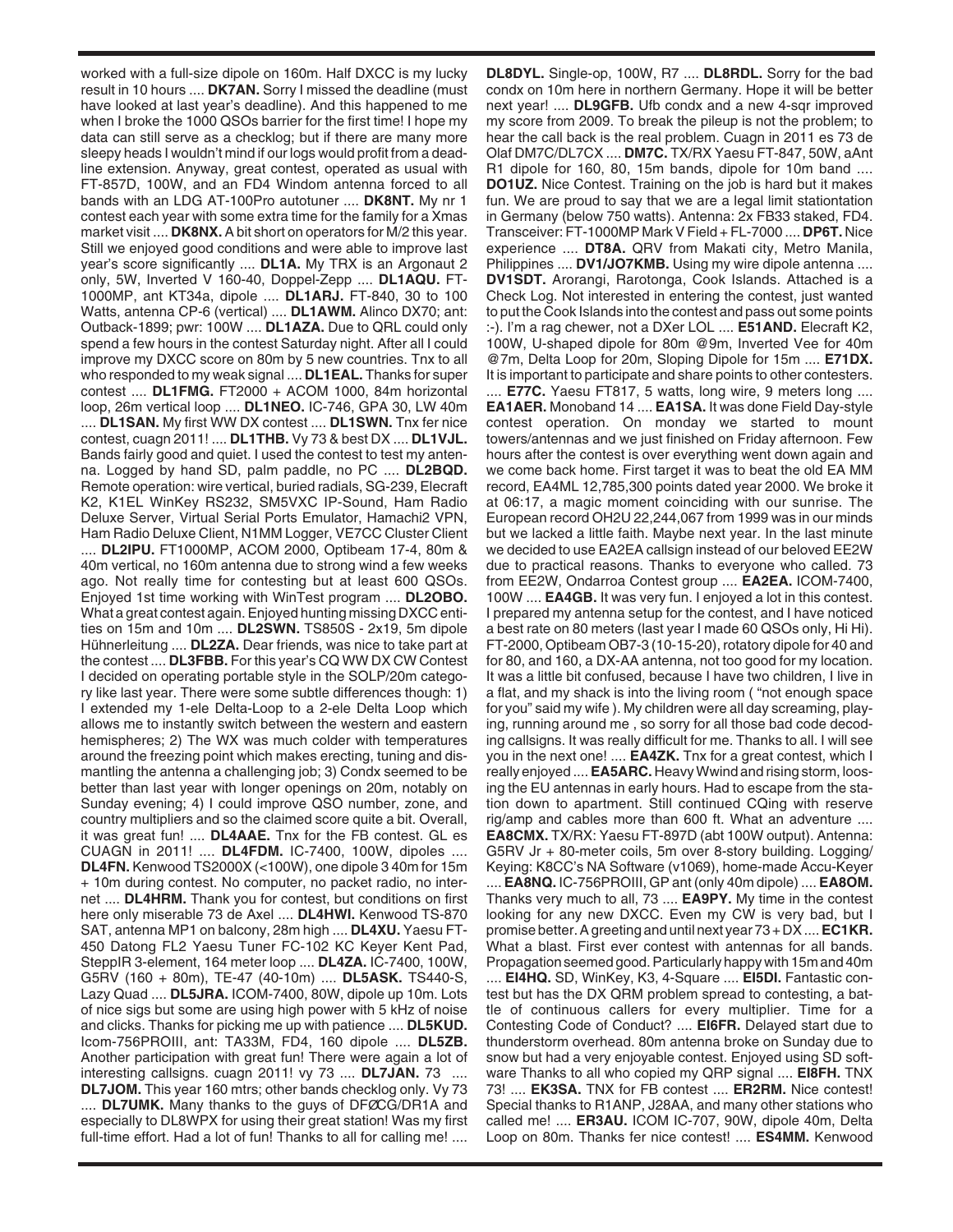worked with a full-size dipole on 160m. Half DXCC is my lucky result in 10 hours .... **DK7AN.** Sorry I missed the deadline (must have looked at last year's deadline). And this happened to me when I broke the 1000 QSOs barrier for the first time! I hope my data can still serve as a checklog; but if there are many more sleepy heads I wouldn't mind if our logs would profit from a deadline extension. Anyway, great contest, operated as usual with FT-857D, 100W, and an FD4 Windom antenna forced to all bands with an LDG AT-100Pro autotuner .... **DK8NT.** My nr 1 contest each year with some extra time for the family for a Xmas market visit .... **DK8NX.** A bit short on operators for M/2 this year. Still we enjoyed good conditions and were able to improve last year's score significantly .... **DL1A.** My TRX is an Argonaut 2 only, 5W, Inverted V 160-40, Doppel-Zepp .... **DL1AQU.** FT-1000MP, ant KT34a, dipole .... **DL1ARJ.** FT-840, 30 to 100 Watts, antenna CP-6 (vertical) .... **DL1AWM.** Alinco DX70; ant: Outback-1899; pwr: 100W .... **DL1AZA.** Due to QRL could only spend a few hours in the contest Saturday night. After all I could improve my DXCC score on 80m by 5 new countries. Tnx to all who responded to my weak signal .... **DL1EAL.** Thanks for super contest .... **DL1FMG.** FT2000 + ACOM 1000, 84m horizontal loop, 26m vertical loop .... **DL1NEO.** IC-746, GPA 30, LW 40m .... **DL1SAN.** My first WW DX contest .... **DL1SWN.** Tnx fer nice contest, cuagn 2011! .... **DL1THB.** Vy 73 & best DX .... **DL1VJL.** Bands fairly good and quiet. I used the contest to test my antenna. Logged by hand SD, palm paddle, no PC .... **DL2BQD.** Remote operation: wire vertical, buried radials, SG-239, Elecraft K2, K1EL WinKey RS232, SM5VXC IP-Sound, Ham Radio Deluxe Server, Virtual Serial Ports Emulator, Hamachi2 VPN, Ham Radio Deluxe Client, N1MM Logger, VE7CC Cluster Client .... **DL2IPU.** FT1000MP, ACOM 2000, Optibeam 17-4, 80m & 40m vertical, no 160m antenna due to strong wind a few weeks ago. Not really time for contesting but at least 600 QSOs. Enjoyed 1st time working with WinTest program .... **DL2OBO.** What a great contest again. Enjoyed hunting missing DXCC entities on 15m and 10m .... **DL2SWN.** TS850S - 2x19, 5m dipole Hühnerleitung .... **DL2ZA.** Dear friends, was nice to take part at the contest .... **DL3FBB.** For this year's CQ WW DX CW Contest I decided on operating portable style in the SOLP/20m category like last year. There were some subtle differences though: 1) I extended my 1-ele Delta-Loop to a 2-ele Delta Loop which allows me to instantly switch between the western and eastern hemispheres; 2) The WX was much colder with temperatures around the freezing point which makes erecting, tuning and dismantling the antenna a challenging job; 3) Condx seemed to be better than last year with longer openings on 20m, notably on Sunday evening; 4) I could improve QSO number, zone, and country multipliers and so the claimed score quite a bit. Overall, it was great fun! .... **DL4AAE.** Tnx for the FB contest. GL es CUAGN in 2011! .... **DL4FDM.** IC-7400, 100W, dipoles .... **DL4FN.** Kenwood TS2000X (<100W), one dipole 3 40m for 15m + 10m during contest. No computer, no packet radio, no internet .... **DL4HRM.** Thank you for contest, but conditions on first here only miserable 73 de Axel .... **DL4HWI.** Kenwood TS-870 SAT, antenna MP1 on balcony, 28m high .... **DL4XU.** Yaesu FT-450 Datong FL2 Yaesu Tuner FC-102 KC Keyer Kent Pad, SteppIR 3-element, 164 meter loop .... **DL4ZA.** IC-7400, 100W, G5RV (160 + 80m), TE-47 (40-10m) .... **DL5ASK.** TS440-S, Lazy Quad .... **DL5JRA.** ICOM-7400, 80W, dipole up 10m. Lots of nice sigs but some are using high power with 5 kHz of noise and clicks. Thanks for picking me up with patience .... **DL5KUD.** Icom-756PROIII, ant: TA33M, FD4, 160 dipole .... **DL5ZB.** Another participation with great fun! There were again a lot of interesting callsigns. cuagn 2011! vy 73 .... **DL7JAN.** 73 .... **DL7JOM.** This year 160 mtrs; other bands checklog only. Vy 73 .... **DL7UMK.** Many thanks to the guys of DFØCG/DR1A and especially to DL8WPX for using their great station! Was my first full-time effort. Had a lot of fun! Thanks to all for calling me! .... **DL8DYL.** Single-op, 100W, R7 .... **DL8RDL.** Sorry for the bad condx on 10m here in northern Germany. Hope it will be better next year! .... **DL9GFB.** Ufb condx and a new 4-sqr improved my score from 2009. To break the pileup is not the problem; to hear the call back is the real problem. Cuagn in 2011 es 73 de Olaf DM7C/DL7CX .... **DM7C.** TX/RX Yaesu FT-847, 50W, aAnt R1 dipole for 160, 80, 15m bands, dipole for 10m band .... **DO1UZ.** Nice Contest. Training on the job is hard but it makes fun. We are proud to say that we are a legal limit stationtation in Germany (below 750 watts). Antenna: 2x FB33 staked, FD4. Transceiver: FT-1000MP Mark V Field + FL-7000 .... **DP6T.** Nice experience .... **DT8A.** QRV from Makati city, Metro Manila, Philippines .... **DV1/JO7KMB.** Using my wire dipole antenna .... **DV1SDT.** Arorangi, Rarotonga, Cook Islands. Attached is a Check Log. Not interested in entering the contest, just wanted to put the Cook Islands into the contest and pass out some points :-). I'm a rag chewer, not a DXer LOL .... **E51AND.** Elecraft K2, 100W, U-shaped dipole for 80m @9m, Inverted Vee for 40m @7m, Delta Loop for 20m, Sloping Dipole for 15m .... **E71DX.** It is important to participate and share points to other contesters. .... **E77C.** Yaesu FT817, 5 watts, long wire, 9 meters long .... **EA1AER.** Monoband 14 .... **EA1SA.** It was done Field Day-style contest operation. On monday we started to mount towers/antennas and we just finished on Friday afternoon. Few hours after the contest is over everything went down again and we come back home. First target it was to beat the old EA MM record, EA4ML 12,785,300 points dated year 2000. We broke it at 06:17, a magic moment coinciding with our sunrise. The European record OH2U 22,244,067 from 1999 was in our minds but we lacked a little faith. Maybe next year. In the last minute we decided to use EA2EA callsign instead of our beloved EE2W due to practical reasons. Thanks to everyone who called. 73 from EE2W, Ondarroa Contest group .... **EA2EA.** ICOM-7400, 100W .... **EA4GB.** It was very fun. I enjoyed a lot in this contest. I prepared my antenna setup for the contest, and I have noticed a best rate on 80 meters (last year I made 60 QSOs only, Hi Hi). FT-2000, Optibeam OB7-3 (10-15-20), rotatory dipole for 40 and for 80, and 160, a DX-AA antenna, not too good for my location. It was a little bit confused, because I have two children, I live in a flat, and my shack is into the living room ( "not enough space for you" said my wife ). My children were all day screaming, playing, running around me , so sorry for all those bad code decoding callsigns. It was really difficult for me. Thanks to all. I will see you in the next one! .... **EA4ZK.** Tnx for a great contest, which I really enjoyed .... **EA5ARC.** Heavy Wwind and rising storm, loosing the EU antennas in early hours. Had to escape from the station down to apartment. Still continued CQing with reserve rig/amp and cables more than 600 ft. What an adventure .... **EA8CMX.** TX/RX: Yaesu FT-897D (abt 100W output). Antenna: G5RV Jr + 80-meter coils, 5m over 8-story building. Logging/Keying: K8CC's NA Software (v1069), home-made Accu-Keyer .... **EA8NQ.** IC-756PROIII, GP ant (only 40m dipole) .... **EA8OM.** Thanks very much to all, 73 .... **EA9PY.** My time in the contest looking for any new DXCC. Even my CW is very bad, but I promise better. A greeting and until next year 73 + DX .... **EC1KR.** What a blast. First ever contest with antennas for all bands. Propagation seemed good. Particularly happy with 15m and 40m .... **EI4HQ.** SD, WinKey, K3, 4-Square .... **EI5DI.** Fantastic contest but has the DX QRM problem spread to contesting, a battle of continuous callers for every multiplier. Time for a Contesting Code of Conduct? .... **EI6FR.** Delayed start due to thunderstorm overhead. 80m antenna broke on Sunday due to snow but had a very enjoyable contest. Enjoyed using SD software Thanks to all who copied my QRP signal .... **EI8FH.** TNX 73! .... **EK3SA.** TNX for FB contest .... **ER2RM.** Nice contest! Special thanks to R1ANP, J28AA, and many other stations who called me! .... **ER3AU.** ICOM IC-707, 90W, dipole 40m, Delta Loop on 80m. Thanks fer nice contest! .... **ES4MM.** Kenwood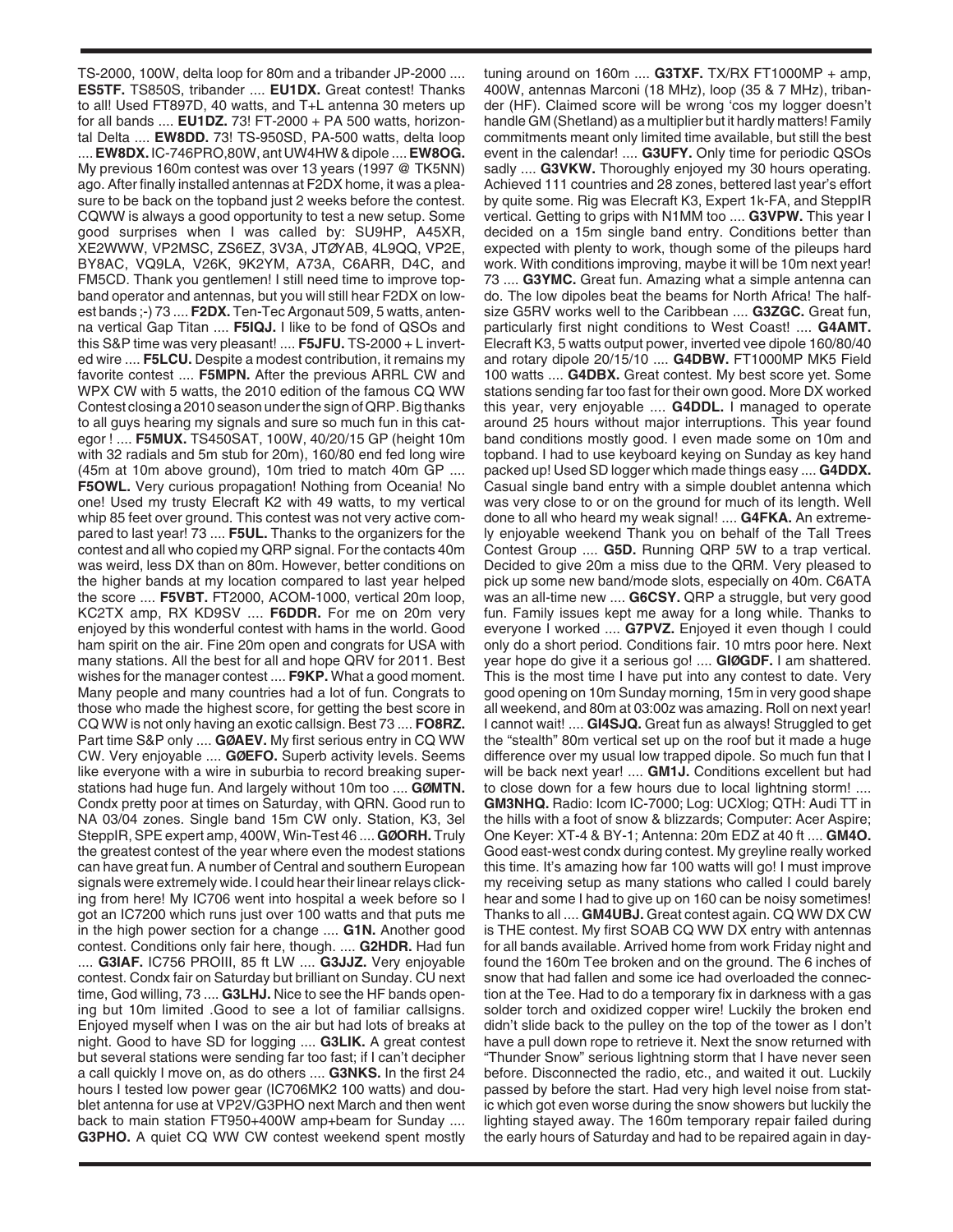TS-2000, 100W, delta loop for 80m and a tribander JP-2000 .... **ES5TF.** TS850S, tribander .... **EU1DX.** Great contest! Thanks to all! Used FT897D, 40 watts, and T+L antenna 30 meters up for all bands .... **EU1DZ.** 73! FT-2000 + PA 500 watts, horizontal Delta .... **EW8DD.** 73! TS-950SD, PA-500 watts, delta loop .... **EW8DX.** IC-746PRO,80W, ant UW4HW & dipole .... **EW8OG.** My previous 160m contest was over 13 years (1997 @ TK5NN) ago. After finally installed antennas at F2DX home, it was a pleasure to be back on the topband just 2 weeks before the contest. CQWW is always a good opportunity to test a new setup. Some good surprises when I was called by: SU9HP, A45XR, XE2WWW, VP2MSC, ZS6EZ, 3V3A, JTØYAB, 4L9QQ, VP2E, BY8AC, VQ9LA, V26K, 9K2YM, A73A, C6ARR, D4C, and FM5CD. Thank you gentlemen! I still need time to improve topband operator and antennas, but you will still hear F2DX on lowest bands ;-) 73 .... **F2DX.** Ten-Tec Argonaut 509, 5 watts, antenna vertical Gap Titan .... **F5IQJ.** I like to be fond of QSOs and this S&P time was very pleasant! .... **F5JFU.** TS-2000 + L inverted wire .... **F5LCU.** Despite a modest contribution, it remains my favorite contest .... **F5MPN.** After the previous ARRL CW and WPX CW with 5 watts, the 2010 edition of the famous CQ WW Contest closing a 2010 season under the sign of QRP. Big thanks to all guys hearing my signals and sure so much fun in this category ! .... **F5MUX.** TS450SAT, 100W, 40/20/15 GP (height 10m with 32 radials and 5m stub for 20m), 160/80 end fed long wire (45m at 10m above ground), 10m tried to match 40m GP .... **F5OWL.** Very curious propagation! Nothing from Oceania! No one! Used my trusty Elecraft K2 with 49 watts, to my vertical whip 85 feet over ground. This contest was not very active compared to last year! 73 .... **F5UL.** Thanks to the organizers for the contest and all who copied my QRP signal. For the contacts 40m was weird, less DX than on 80m. However, better conditions on the higher bands at my location compared to last year helped the score .... **F5VBT.** FT2000, ACOM-1000, vertical 20m loop, KC2TX amp, RX KD9SV .... **F6DDR.** For me on 20m very enjoyed by this wonderful contest with hams in the world. Good ham spirit on the air. Fine 20m open and congrats for USA with many stations. All the best for all and hope QRV for 2011. Best wishes for the manager contest .... **F9KP.** What a good moment. Many people and many countries had a lot of fun. Congrats to those who made the highest score, for getting the best score in CQ WW is not only having an exotic callsign. Best 73 .... **FO8RZ.** Part time S&P only .... **GØAEV.** My first serious entry in CQ WW CW. Very enjoyable .... **GØEFO.** Superb activity levels. Seems like everyone with a wire in suburbia to record breaking superstations had huge fun. And largely without 10m too .... **GØMTN.** Condx pretty poor at times on Saturday, with QRN. Good run to NA 03/04 zones. Single band 15m CW only. Station, K3, 3el SteppIR, SPE expert amp, 400W, Win-Test 46 .... **GØORH.** Truly the greatest contest of the year where even the modest stations can have great fun. A number of Central and southern European signals were extremely wide. I could hear their linear relays clicking from here! My IC706 went into hospital a week before so I got an IC7200 which runs just over 100 watts and that puts me in the high power section for a change .... **G1N.** Another good contest. Conditions only fair here, though. .... **G2HDR.** Had fun .... **G3IAF.** IC756 PROIII, 85 ft LW .... **G3JJZ.** Very enjoyable contest. Condx fair on Saturday but brilliant on Sunday. CU next time, God willing, 73 .... **G3LHJ.** Nice to see the HF bands opening but 10m limited .Good to see a lot of familiar callsigns. Enjoyed myself when I was on the air but had lots of breaks at night. Good to have SD for logging .... **G3LIK.** A great contest but several stations were sending far too fast; if I can't decipher a call quickly I move on, as do others .... **G3NKS.** In the first 24 hours I tested low power gear (IC706MK2 100 watts) and doublet antenna for use at VP2V/G3PHO next March and then went back to main station FT950+400W amp+beam for Sunday .... **G3PHO.** A quiet CQ WW CW contest weekend spent mostly tuning around on 160m .... **G3TXF.** TX/RX FT1000MP + amp, 400W, antennas Marconi (18 MHz), loop (35 & 7 MHz), tribander (HF). Claimed score will be wrong 'cos my logger doesn't handle GM (Shetland) as a multiplier but it hardly matters! Family commitments meant only limited time available, but still the best event in the calendar! .... **G3UFY.** Only time for periodic QSOs sadly .... **G3VKW.** Thoroughly enjoyed my 30 hours operating. Achieved 111 countries and 28 zones, bettered last year's effort by quite some. Rig was Elecraft K3, Expert 1k-FA, and SteppIR vertical. Getting to grips with N1MM too .... **G3VPW.** This year I decided on a 15m single band entry. Conditions better than expected with plenty to work, though some of the pileups hard work. With conditions improving, maybe it will be 10m next year! 73 .... **G3YMC.** Great fun. Amazing what a simple antenna can do. The low dipoles beat the beams for North Africa! The half-size G5RV works well to the Caribbean .... **G3ZGC.** Great fun, particularly first night conditions to West Coast! .... **G4AMT.** Elecraft K3, 5 watts output power, inverted vee dipole 160/80/40 and rotary dipole 20/15/10 .... **G4DBW.** FT1000MP MK5 Field 100 watts .... **G4DBX.** Great contest. My best score yet. Some stations sending far too fast for their own good. More DX worked this year, very enjoyable .... **G4DDL.** I managed to operate around 25 hours without major interruptions. This year found band conditions mostly good. I even made some on 10m and topband. I had to use keyboard keying on Sunday as key hand packed up! Used SD logger which made things easy .... **G4DDX.** Casual single band entry with a simple doublet antenna which was very close to or on the ground for much of its length. Well done to all who heard my weak signal! .... **G4FKA.** An extremely enjoyable weekend Thank you on behalf of the Tall Trees Contest Group .... **G5D.** Running QRP 5W to a trap vertical. Decided to give 20m a miss due to the QRM. Very pleased to pick up some new band/mode slots, especially on 40m. C6ATA was an all-time new .... **G6CSY.** QRP a struggle, but very good fun. Family issues kept me away for a long while. Thanks to everyone I worked .... **G7PVZ.** Enjoyed it even though I could only do a short period. Conditions fair. 10 mtrs poor here. Next year hope do give it a serious go! .... **GIØGDF.** I am shattered. This is the most time I have put into any contest to date. Very good opening on 10m Sunday morning, 15m in very good shape all weekend, and 80m at 03:00z was amazing. Roll on next year! I cannot wait! .... **GI4SJQ.** Great fun as always! Struggled to get the "stealth" 80m vertical set up on the roof but it made a huge difference over my usual low trapped dipole. So much fun that I will be back next year! .... **GM1J.** Conditions excellent but had to close down for a few hours due to local lightning storm! .... **GM3NHQ.** Radio: Icom IC-7000; Log: UCXlog; QTH: Audi TT in the hills with a foot of snow & blizzards; Computer: Acer Aspire; One Keyer: XT-4 & BY-1; Antenna: 20m EDZ at 40 ft .... **GM4O.** Good east-west condx during contest. My greyline really worked this time. It's amazing how far 100 watts will go! I must improve my receiving setup as many stations who called I could barely hear and some I had to give up on 160 can be noisy sometimes! Thanks to all .... **GM4UBJ.** Great contest again. CQ WW DX CW is THE contest. My first SOAB CQ WW DX entry with antennas for all bands available. Arrived home from work Friday night and found the 160m Tee broken and on the ground. The 6 inches of snow that had fallen and some ice had overloaded the connection at the Tee. Had to do a temporary fix in darkness with a gas solder torch and oxidized copper wire! Luckily the broken end didn't slide back to the pulley on the top of the tower as I don't have a pull down rope to retrieve it. Next the snow returned with "Thunder Snow" serious lightning storm that I have never seen before. Disconnected the radio, etc., and waited it out. Luckily passed by before the start. Had very high level noise from static which got even worse during the snow showers but luckily the lighting stayed away. The 160m temporary repair failed during the early hours of Saturday and had to be repaired again in day-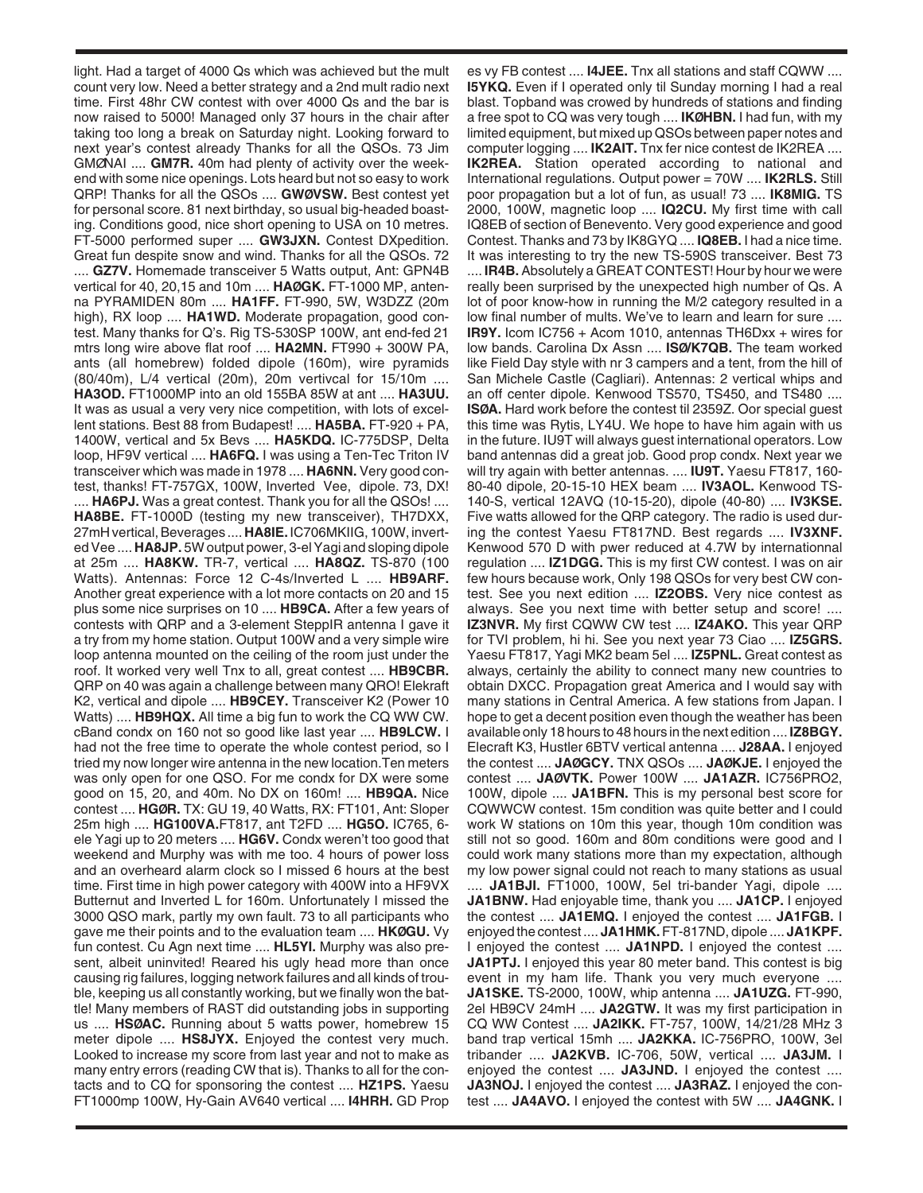light. Had a target of 4000 Qs which was achieved but the mult count very low. Need a better strategy and a 2nd mult radio next time. First 48hr CW contest with over 4000 Qs and the bar is now raised to 5000! Managed only 37 hours in the chair after taking too long a break on Saturday night. Looking forward to next year's contest already Thanks for all the QSOs. 73 Jim GMØNAI .... **GM7R.** 40m had plenty of activity over the weekend with some nice openings. Lots heard but not so easy to work QRP! Thanks for all the QSOs .... **GWØVSW.** Best contest yet for personal score. 81 next birthday, so usual big-headed boasting. Conditions good, nice short opening to USA on 10 metres. FT-5000 performed super .... **GW3JXN.** Contest DXpedition. Great fun despite snow and wind. Thanks for all the QSOs. 72 .... **GZ7V.** Homemade transceiver 5 Watts output, Ant: GPN4B vertical for 40, 20,15 and 10m .... **HAØGK.** FT-1000 MP, antenna PYRAMIDEN 80m .... **HA1FF.** FT-990, 5W, W3DZZ (20m high), RX loop .... **HA1WD.** Moderate propagation, good contest. Many thanks for Q's. Rig TS-530SP 100W, ant end-fed 21 mtrs long wire above flat roof .... **HA2MN.** FT990 + 300W PA, ants (all homebrew) folded dipole (160m), wire pyramids (80/40m), L/4 vertical (20m), 20m vertivcal for 15/10m .... **HA3OD.** FT1000MP into an old 155BA 85W at ant .... **HA3UU.** It was as usual a very very nice competition, with lots of excellent stations. Best 88 from Budapest! .... **HA5BA.** FT-920 + PA, 1400W, vertical and 5x Bevs .... **HA5KDQ.** IC-775DSP, Delta loop, HF9V vertical .... **HA6FQ.** I was using a Ten-Tec Triton IV transceiver which was made in 1978 .... **HA6NN.** Very good contest, thanks! FT-757GX, 100W, Inverted Vee, dipole. 73, DX! .... **HA6PJ.** Was a great contest. Thank you for all the QSOs! .... **HA8BE.** FT-1000D (testing my new transceiver), TH7DXX, 27mH vertical, Beverages .... **HA8IE.** IC706MKIIG, 100W, inverted Vee .... **HA8JP.** 5W output power, 3-el Yagi and sloping dipole at 25m .... **HA8KW.** TR-7, vertical .... **HA8QZ.** TS-870 (100 Watts). Antennas: Force 12 C-4s/Inverted L .... **HB9ARF.** Another great experience with a lot more contacts on 20 and 15 plus some nice surprises on 10 .... **HB9CA.** After a few years of contests with QRP and a 3-element SteppIR antenna I gave it a try from my home station. Output 100W and a very simple wire loop antenna mounted on the ceiling of the room just under the roof. It worked very well Tnx to all, great contest .... **HB9CBR.** QRP on 40 was again a challenge between many QRO! Elekraft K2, vertical and dipole .... **HB9CEY.** Transceiver K2 (Power 10 Watts) .... **HB9HQX.** All time a big fun to work the CQ WW CW. cBand condx on 160 not so good like last year .... **HB9LCW.** I had not the free time to operate the whole contest period, so I tried my now longer wire antenna in the new location.Ten meters was only open for one QSO. For me condx for DX were some good on 15, 20, and 40m. No DX on 160m! .... **HB9QA.** Nice contest .... **HGØR.** TX: GU 19, 40 Watts, RX: FT101, Ant: Sloper 25m high .... **HG100VA.**FT817, ant T2FD .... **HG5O.** IC765, 6-ele Yagi up to 20 meters .... **HG6V.** Condx weren't too good that weekend and Murphy was with me too. 4 hours of power loss and an overheard alarm clock so I missed 6 hours at the best time. First time in high power category with 400W into a HF9VX Butternut and Inverted L for 160m. Unfortunately I missed the 3000 QSO mark, partly my own fault. 73 to all participants who gave me their points and to the evaluation team .... **HKØGU.** Vy fun contest. Cu Agn next time .... **HL5YI.** Murphy was also present, albeit uninvited! Reared his ugly head more than once causing rig failures, logging network failures and all kinds of trouble, keeping us all constantly working, but we finally won the battle! Many members of RAST did outstanding jobs in supporting us .... **HSØAC.** Running about 5 watts power, homebrew 15 meter dipole .... **HS8JYX.** Enjoyed the contest very much. Looked to increase my score from last year and not to make as many entry errors (reading CW that is). Thanks to all for the contacts and to CQ for sponsoring the contest .... **HZ1PS.** Yaesu FT1000mp 100W, Hy-Gain AV640 vertical .... **I4HRH.** GD Prop es vy FB contest .... **I4JEE.** Tnx all stations and staff CQWW .... **I5YKQ.** Even if I operated only til Sunday morning I had a real blast. Topband was crowed by hundreds of stations and finding a free spot to CQ was very tough .... **IKØHBN.** I had fun, with my limited equipment, but mixed up QSOs between paper notes and computer logging .... **IK2AIT.** Tnx fer nice contest de IK2REA .... **IK2REA.** Station operated according to national and International regulations. Output power = 70W .... **IK2RLS.** Still poor propagation but a lot of fun, as usual! 73 .... **IK8MIG.** TS 2000, 100W, magnetic loop .... **IQ2CU.** My first time with call IQ8EB of section of Benevento. Very good experience and good Contest. Thanks and 73 by IK8GYQ .... **IQ8EB.** I had a nice time. It was interesting to try the new TS-590S transceiver. Best 73 .... **IR4B.** Absolutely a GREAT CONTEST! Hour by hour we were really been surprised by the unexpected high number of Qs. A lot of poor know-how in running the M/2 category resulted in a low final number of mults. We've to learn and learn for sure .... **IR9Y.** Icom IC756 + Acom 1010, antennas TH6Dxx + wires for low bands. Carolina Dx Assn .... **ISØ/K7QB.** The team worked like Field Day style with nr 3 campers and a tent, from the hill of San Michele Castle (Cagliari). Antennas: 2 vertical whips and an off center dipole. Kenwood TS570, TS450, and TS480 .... **ISØA.** Hard work before the contest til 2359Z. Oor special guest this time was Rytis, LY4U. We hope to have him again with us in the future. IU9T will always guest international operators. Low band antennas did a great job. Good prop condx. Next year we will try again with better antennas. .... **IU9T.** Yaesu FT817, 160-80-40 dipole, 20-15-10 HEX beam .... **IV3AOL.** Kenwood TS-140-S, vertical 12AVQ (10-15-20), dipole (40-80) .... **IV3KSE.** Five watts allowed for the QRP category. The radio is used during the contest Yaesu FT817ND. Best regards .... **IV3XNF.** Kenwood 570 D with pwer reduced at 4.7W by internationnal regulation .... **IZ1DGG.** This is my first CW contest. I was on air few hours because work, Only 198 QSOs for very best CW contest. See you next edition .... **IZ2OBS.** Very nice contest as always. See you next time with better setup and score! .... **IZ3NVR.** My first CQWW CW test .... **IZ4AKO.** This year QRP for TVI problem, hi hi. See you next year 73 Ciao .... **IZ5GRS.** Yaesu FT817, Yagi MK2 beam 5el .... **IZ5PNL.** Great contest as always, certainly the ability to connect many new countries to obtain DXCC. Propagation great America and I would say with many stations in Central America. A few stations from Japan. I hope to get a decent position even though the weather has been available only 18 hours to 48 hours in the next edition .... **IZ8BGY.** Elecraft K3, Hustler 6BTV vertical antenna .... **J28AA.** I enjoyed the contest .... **JAØGCY.** TNX QSOs .... **JAØKJE.** I enjoyed the contest .... **JAØVTK.** Power 100W .... **JA1AZR.** IC756PRO2, 100W, dipole .... **JA1BFN.** This is my personal best score for CQWWCW contest. 15m condition was quite better and I could work W stations on 10m this year, though 10m condition was still not so good. 160m and 80m conditions were good and I could work many stations more than my expectation, although my low power signal could not reach to many stations as usual .... **JA1BJI.** FT1000, 100W, 5el tri-bander Yagi, dipole .... **JA1BNW.** Had enjoyable time, thank you .... **JA1CP.** I enjoyed the contest .... **JA1EMQ.** I enjoyed the contest .... **JA1FGB.** I enjoyed the contest .... **JA1HMK.** FT-817ND, dipole .... **JA1KPF.** I enjoyed the contest .... **JA1NPD.** I enjoyed the contest .... **JA1PTJ.** I enjoyed this year 80 meter band. This contest is big event in my ham life. Thank you very much everyone .... **JA1SKE.** TS-2000, 100W, whip antenna .... **JA1UZG.** FT-990, 2el HB9CV 24mH .... **JA2GTW.** It was my first participation in CQ WW Contest .... **JA2IKK.** FT-757, 100W, 14/21/28 MHz 3 band trap vertical 15mh .... **JA2KKA.** IC-756PRO, 100W, 3el tribander .... **JA2KVB.** IC-706, 50W, vertical .... **JA3JM.** I enjoyed the contest .... **JA3JND.** I enjoyed the contest .... **JA3NOJ.** I enjoyed the contest .... **JA3RAZ.** I enjoyed the contest .... **JA4AVO.** I enjoyed the contest with 5W .... **JA4GNK.** I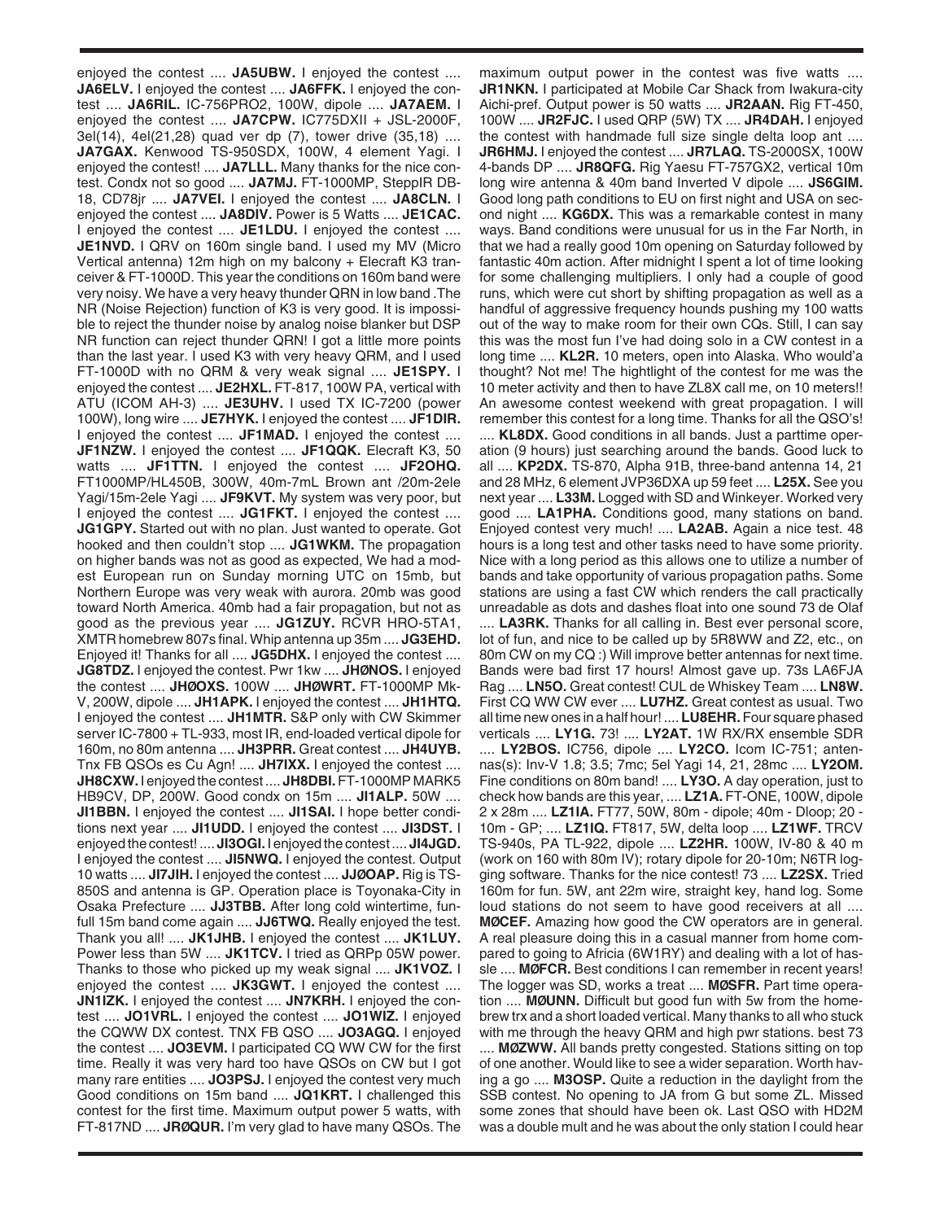enjoyed the contest .... **JA5UBW.** I enjoyed the contest .... **JA6ELV.** I enjoyed the contest .... **JA6FFK.** I enjoyed the contest .... **JA6RIL.** IC-756PRO2, 100W, dipole .... **JA7AEM.** I enjoyed the contest .... **JA7CPW.** IC775DXII + JSL-2000F, 3el(14), 4el(21,28) quad ver dp (7), tower drive (35,18) .... **JA7GAX.** Kenwood TS-950SDX, 100W, 4 element Yagi. I enjoyed the contest! .... **JA7LLL.** Many thanks for the nice contest. Condx not so good .... **JA7MJ.** FT-1000MP, SteppIR DB-18, CD78jr .... **JA7VEI.** I enjoyed the contest .... **JA8CLN.** I enjoyed the contest .... **JA8DIV.** Power is 5 Watts .... **JE1CAC.** I enjoyed the contest .... **JE1LDU.** I enjoyed the contest .... **JE1NVD.** I QRV on 160m single band. I used my MV (Micro Vertical antenna) 12m high on my balcony + Elecraft K3 tranceiver & FT-1000D. This year the conditions on 160m band were very noisy. We have a very heavy thunder QRN in low band .The NR (Noise Rejection) function of K3 is very good. It is impossible to reject the thunder noise by analog noise blanker but DSP NR function can reject thunder QRN! I got a little more points than the last year. I used K3 with very heavy QRM, and I used FT-1000D with no QRM & very weak signal .... **JE1SPY.** I enjoyed the contest .... **JE2HXL.** FT-817, 100W PA, vertical with ATU (ICOM AH-3) .... **JE3UHV.** I used TX IC-7200 (power 100W), long wire .... **JE7HYK.** I enjoyed the contest .... **JF1DIR.** I enjoyed the contest .... **JF1MAD.** I enjoyed the contest .... **JF1NZW.** I enjoyed the contest .... **JF1QQK.** Elecraft K3, 50 watts .... **JF1TTN.** I enjoyed the contest .... **JF2OHQ.** FT1000MP/HL450B, 300W, 40m-7mL Brown ant /20m-2ele Yagi/15m-2ele Yagi .... **JF9KVT.** My system was very poor, but I enjoyed the contest .... **JG1FKT.** I enjoyed the contest .... **JG1GPY.** Started out with no plan. Just wanted to operate. Got hooked and then couldn't stop .... **JG1WKM.** The propagation on higher bands was not as good as expected, We had a modest European run on Sunday morning UTC on 15mb, but Northern Europe was very weak with aurora. 20mb was good toward North America. 40mb had a fair propagation, but not as good as the previous year .... **JG1ZUY.** RCVR HRO-5TA1, XMTR homebrew 807s final. Whip antenna up 35m .... **JG3EHD.** Enjoyed it! Thanks for all .... **JG5DHX.** I enjoyed the contest .... **JG8TDZ.** I enjoyed the contest. Pwr 1kw .... **JHØNOS.** I enjoyed the contest .... **JHØOXS.** 100W .... **JHØWRT.** FT-1000MP Mk-V, 200W, dipole .... **JH1APK.** I enjoyed the contest .... **JH1HTQ.** I enjoyed the contest .... **JH1MTR.** S&P only with CW Skimmer server IC-7800 + TL-933, most IR, end-loaded vertical dipole for 160m, no 80m antenna .... **JH3PRR.** Great contest .... **JH4UYB.** Tnx FB QSOs es Cu Agn! .... **JH7IXX.** I enjoyed the contest .... **JH8CXW.** I enjoyed the contest .... **JH8DBI.** FT-1000MP MARK5 HB9CV, DP, 200W. Good condx on 15m .... **JI1ALP.** 50W .... **JI1BBN.** I enjoyed the contest .... **JI1SAI.** I hope better conditions next year .... **JI1UDD.** I enjoyed the contest .... **JI3DST.** I enjoyed the contest! .... **JI3OGI.** I enjoyed the contest .... **JI4JGD.** I enjoyed the contest .... **JI5NWQ.** I enjoyed the contest. Output 10 watts .... **JI7JIH.** I enjoyed the contest .... **JJØOAP.** Rig is TS-850S and antenna is GP. Operation place is Toyonaka-City in Osaka Prefecture .... **JJ3TBB.** After long cold wintertime, funfull 15m band come again .... **JJ6TWQ.** Really enjoyed the test. Thank you all! .... **JK1JHB.** I enjoyed the contest .... **JK1LUY.** Power less than 5W .... **JK1TCV.** I tried as QRPp 05W power. Thanks to those who picked up my weak signal .... **JK1VOZ.** I enjoyed the contest .... **JK3GWT.** I enjoyed the contest .... **JN1IZK.** I enjoyed the contest .... **JN7KRH.** I enjoyed the contest .... **JO1VRL.** I enjoyed the contest .... **JO1WIZ.** I enjoyed the CQWW DX contest. TNX FB QSO .... **JO3AGQ.** I enjoyed the contest .... **JO3EVM.** I participated CQ WW CW for the first time. Really it was very hard too have QSOs on CW but I got many rare entities .... **JO3PSJ.** I enjoyed the contest very much! Good conditions on 15m band .... **JQ1KRT.** I challenged this contest for the first time. Maximum output power 5 watts, with FT-817ND .... **JRØQUR.** I'm very glad to have many QSOs. The maximum output power in the contest was five watts .... **JR1NKN.** I participated at Mobile Car Shack from Iwakura-city Aichi-pref. Output power is 50 watts .... **JR2AAN.** Rig FT-450, 100W .... **JR2FJC.** I used QRP (5W) TX .... **JR4DAH.** I enjoyed the contest with handmade full size single delta loop ant .... **JR6HMJ.** I enjoyed the contest .... **JR7LAQ.** TS-2000SX, 100W .... **JR8QFG.** Rig Yaesu FT-757GX2, vertical 10m long wire antenna & 40m band Inverted V dipole .... **JS6GIM.** Good long path conditions to EU on first night and USA on second night .... **KG6DX.** This was a remarkable contest in many ways. Band conditions were unusual for us in the Far North, in that we had a really good 10m opening on Saturday followed by fantastic 40m action. After midnight I spent a lot of time looking for some challenging multipliers. I only had a couple of good runs, which were cut short by shifting propagation as well as a handful of aggressive frequency hounds pushing my 100 watts out of the way to make room for their own CQs. Still, I can say this was the most fun I've had doing solo in a CW contest in a long time .... **KL2R.** 10 meters, open into Alaska. Who would'a thought? Not me! The hightlight of the contest for me was the 10 meter activity and then to have ZL8X call me, on 10 meters!! An awesome contest weekend with great propagation. I will remember this contest for a long time. Thanks for all the QSO's! .... **KL8DX.** Good conditions in all bands. Just a parttime operation (9 hours) just searching around the bands. Good luck to all .... **KP2DX.** TS-870, Alpha 91B, three-band antenna 14, 21 and 28 MHz, 6 element JVP36DXA up 59 feet .... **L25X.** See you next year .... **L33M.** Logged with SD and Winkeyer. Worked very good .... **LA1PHA.** Conditions good, many stations on band. Enjoyed contest very much! .... **LA2AB.** Again a nice test. 48 hours is a long test and other tasks need to have some priority. Nice with a long period as this allows one to utilize a number of bands and take opportunity of various propagation paths. Some stations are using a fast CW which renders the call practically unreadable as dots and dashes float into one sound 73 de Olaf .... **LA3RK.** Thanks for all calling in. Best ever personal score, lot of fun, and nice to be called up by 5R8WW and Z2, etc., on 80m CW on my CQ :) Will improve better antennas for next time. Bands were bad first 17 hours! Almost gave up. 73s LA6FJA Rag .... **LN5O.** Great contest! CUL de Whiskey Team .... **LN8W.** First CQ WW CW ever .... **LU7HZ.** Great contest as usual. Two all time new ones in a half hour! .... **LU8EHR.** Four square phased verticals .... **LY1G.** 73! .... **LY2AT.** 1W RX/RX ensemble SDR .... **LY2BOS.** IC756, dipole .... **LY2CO.** Icom IC-751; antennas(s): Inv-V 1.8; 3.5; 7mc; 5el Yagi 14, 21, 28mc .... **LY2OM.** Fine conditions on 80m band! .... **LY3O.** A day operation, just to check how bands are this year, .... **LZ1A.** FT-ONE, 100W, dipole 2 x 28m .... **LZ1IA.** FT77, 50W, 80m - dipole; 40m - Dloop; 20 - 10m - GP; .... **LZ1IQ.** FT817, 5W, delta loop .... **LZ1WF.** TRCV TS-940s, PA TL-922, dipole .... **LZ2HR.** 100W, IV-80 & 40 m (work on 160 with 80m IV); rotary dipole for 20-10m; N6TR logging software. Thanks for the nice contest! 73 .... **LZ2SX.** Tried 160m for fun. 5W, ant 22m wire, straight key, hand log. Some loud stations do not seem to have good receivers at all .... **MØCEF.** Amazing how good the CW operators are in general. A real pleasure doing this in a casual manner from home compared to going to Africia (6W1RY) and dealing with a lot of hassle .... **MØFCR.** Best conditions I can remember in recent years! The logger was SD, works a treat .... **MØSFR.** Part time operation .... **MØUNN.** Difficult but good fun with 5w from the homebrew trx and a short loaded vertical. Many thanks to all who stuck with me through the heavy QRM and high pwr stations. best 73 .... **MØZWW.** All bands pretty congested. Stations sitting on top of one another. Would like to see a wider separation. Worth having a go .... **M3OSP.** Quite a reduction in the daylight from the SSB contest. No opening to JA from G but some ZL. Missed some zones that should have been ok. Last QSO with HD2M was a double mult and he was about the only station I could hear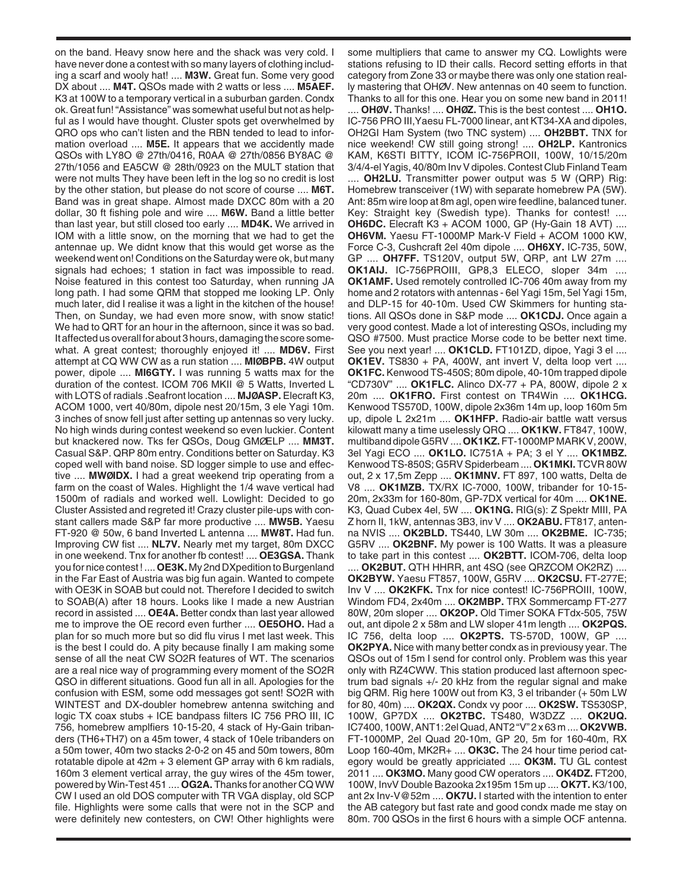on the band. Heavy snow here and the shack was very cold. I have never done a contest with so many layers of clothing including a scarf and wooly hat! .... **M3W.** Great fun. Some very good DX about .... **M4T.** QSOs made with 2 watts or less .... **M5AEF.** K3 at 100W to a temporary vertical in a suburban garden. Condx ok. Great fun! "Assistance" was somewhat useful but not as helpful as I would have thought. Cluster spots get overwhelmed by QRO ops who can't listen and the RBN tended to lead to information overload .... **M5E.** It appears that we accidently made QSOs with LY8O @ 27th/0416, R0AA @ 27th/0856 BY8AC @ 27th/1056 and EA5CW @ 28th/0923 on the MULT station that were not mults They have been left in the log so no credit is lost by the other station, but please do not score of course .... **M6T.** Band was in great shape. Almost made DXCC 80m with a 20 dollar, 30 ft fishing pole and wire .... **M6W.** Band a little better than last year, but still closed too early .... **MD4K.** We arrived in IOM with a little snow, on the morning that we had to get the antennae up. We didnt know that this would get worse as the weekend went on! Conditions on the Saturday were ok, but many signals had echoes; 1 station in fact was impossible to read. Noise featured in this contest too Saturday, when running JA long path. I had some QRM that stopped me looking LP. Only much later, did I realise it was a light in the kitchen of the house! Then, on Sunday, we had even more snow, with snow static! We had to QRT for an hour in the afternoon, since it was so bad. It affected us overall for about 3 hours, damaging the score somewhat. A great contest; thoroughly enjoyed it! .... **MD6V.** First attempt at CQ WW CW as a run station .... **MIØBPB.** 4W output power, dipole .... **MI6GTY.** I was running 5 watts max for the duration of the contest. ICOM 706 MKII @ 5 Watts, Inverted L with LOTS of radials .Seafront location .... **MJØASP.** Elecraft K3, ACOM 1000, vert 40/80m, dipole nest 20/15m, 3 ele Yagi 10m. 3 inches of snow fell just after setting up antennas so very lucky. No high winds during contest weekend so even luckier. Content but knackered now. Tks fer QSOs, Doug GMØELP .... **MM3T.** Casual S&P. QRP 80m entry. Conditions better on Saturday. K3 coped well with band noise. SD logger simple to use and effective .... **MWØIDX.** I had a great weekend trip operating from a farm on the coast of Wales. Highlight the 1/4 wave vertical had 1500m of radials and worked well. Lowlight: Decided to go Cluster Assisted and regreted it! Crazy cluster pile-ups with constant callers made S&P far more productive .... **MW5B.** Yaesu FT-920 @ 50w, 6 band Inverted L antenna .... **MW8T.** Had fun. Improving CW fist .... **NL7V.** Nearly met my target, 80m DXCC in one weekend. Tnx for another fb contest! .... **OE3GSA.** Thank you for nice contest ! .... **OE3K.** My 2nd DXpedition to Burgenland in the Far East of Austria was big fun again. Wanted to compete with OE3K in SOAB but could not. Therefore I decided to switch to SOAB(A) after 18 hours. Looks like I made a new Austrian record in assisted .... **OE4A.** Better condx than last year allowed me to improve the OE record even further .... **OE5OHO.** Had a plan for so much more but so did flu virus I met last week. This is the best I could do. A pity because finally I am making some sense of all the neat CW SO2R features of WT. The scenarios are a real nice way of programming every moment of the SO2R QSO in different situations. Good fun all in all. Apologies for the confusion with ESM, some odd messages got sent! SO2R with WINTEST and DX-doubler homebrew antenna switching and logic TX coax stubs + ICE bandpass filters IC 756 PRO III, IC 756, homebrew amplfiers 10-15-20, 4 stack of Hy-Gain tribanders (TH6+TH7) on a 45m tower, 4 stack of 10ele tribanders on a 50m tower, 40m two stacks 2-0-2 on 45 and 50m towers, 80m rotatable dipole at 42m + 3 element GP array with 6 km radials, 160m 3 element vertical array, the guy wires of the 45m tower, powered by Win-Test 451 .... **OG2A.** Thanks for another CQ WW CW I used an old DOS computer with TR VGA display, old SCP file. Highlights were some calls that were not in the SCP and were definitely new contesters, on CW! Other highlights were some multipliers that came to answer my CQ. Lowlights were stations refusing to ID their calls. Record setting efforts in that category from Zone 33 or maybe there was only one station really mastering that OHØ. New antennas on 40 seem to function. Thanks to all for this one. Hear you on some new band in 2011! .... **OHØV.** Thanks! .... **OHØZ.** This is the best contest .... **OH1O.** IC-756 PRO III,Yaesu FL-7000 linear, ant KT34-XA and dipoles, OH2GI Ham System (two TNC system) .... **OH2BBT.** TNX for nice weekend! CW still going strong! .... **OH2LP.** Kantronics KAM, K6STI BITTY, ICOM IC-756PROII, 100W, 10/15/20m 3/4/4-el Yagis, 40/80m Inv V dipoles. Contest Club Finland Team .... **OH2LU.** Transmitter power output was 5 W (QRP) Rig: Homebrew transceiver (1W) with separate homebrew PA (5W). Ant: 85m wire loop at agl, open wire feedline, balanced tuner. Key: Straight key (Swedish type). Thanks for contest! .... **OH6DC.** Elecraft K3 + ACOM 1000, GP (Hy-Gain 18 AVT) .... **OH6VM.** Yaesu FT-1000MP Mark-V Field + ACOM 1000 KW, Force C-3, Cushcraft 2el 40m dipole .... **OH6XY.** IC-735, 50W, GP .... **OH7FF.** TS120V, output 5W, QRP, ant LW 27m .... **OK1AIJ.** IC-756PROIII, GP8,3 ELECO, sloper 34m .... **OK1AMF.** Used remotely controlled IC-706 40m away from my home and 2 rotators with antennas - 6el Yagi 15m, 5el Yagi 15m, and DLP-15 for 40-10m. Used CW Skimmers for hunting stations. All QSOs done in S&P mode .... **OK1CDJ.** Once again a very good contest. Made a lot of interesting QSOs, including my QSO #7500. Must practice Morse code to be better next time. See you next year! .... **OK1CLD.** FT101ZD, dipoe, Yagi 3 el .... **OK1EV.** TS830 + PA, 400W, ant invert V, delta loop vert .... **OK1FC.** Kenwood TS-450S; 80m dipole, 40-10m trapped dipole "CD730V" .... **OK1FLC.** Alinco DX-77 + PA, 800W, dipole 2 x 20m .... **OK1FRO.** First contest on TR4Win .... **OK1HCG.** Kenwood TS570D, 100W, dipole 2x36m 14m up, loop 160m 5m up, dipole L 2x21m .... **OK1HFP.** Radio-air battle watt versus kilowatt many a time uselessly QRQ .... **OK1KW.** FT847, 100W, multiband dipole G5RV .... **OK1KZ.** FT-1000MP MARK V, 200W, 3el Yagi ECO .... **OK1LO.** IC751A + PA; 3 el Y .... **OK1MBZ.** Kenwood TS-850S; G5RV Spiderbeam .... **OK1MKI.** TCVR 80W out, 2 x 17,5m Zepp .... **OK1MNV.** FT 897, 100 watts, Delta de V8 .... **OK1MZB.** TX/RX IC-7000, 100W, tribander for 10-15-20m, 2x33m for 160-80m, GP-7DX vertical for 40m .... **OK1NE.** K3, Quad Cubex 4el, 5W .... **OK1NG.** RIG(s): Z Spektr MIII, PA Z horn II, 1kW, antennas 3B3, inv V .... **OK2ABU.** FT817, antenna NVIS .... **OK2BLD.** TS440, LW 30m .... **OK2BME.** IC-735; G5RV .... **OK2BNF.** My power is 100 Watts. It was a pleasure to take part in this contest .... **OK2BTT.** ICOM-706, delta loop .... **OK2BUT.** QTH HHRR, ant 4SQ (see QRZCOM OK2RZ) .... **OK2BYW.** Yaesu FT857, 100W, G5RV .... **OK2CSU.** FT-277E; Inv V .... **OK2KFK.** Tnx for nice contest! IC-756PROIII, 100W, Windom FD4, 2x40m .... **OK2MBP.** TRX Sommercamp FT-277 80W, 20m sloper .... **OK2OP.** Old Timer SOKA FTdx-505, 75W out, ant dipole 2 x 58m and LW sloper 41m length .... **OK2PQS.** IC 756, delta loop .... **OK2PTS.** TS-570D, 100W, GP .... **OK2PYA.** Nice with many better condx as in previousy year. The QSOs out of 15m I send for control only. Problem was this year only with RZ4CWW. This station produced last afternoon spectrum bad signals +/- 20 kHz from the regular signal and make big QRM. Rig here 100W out from K3, 3 el tribander (+ 50m LW for 80, 40m) .... **OK2QX.** Condx vy poor .... **OK2SW.** TS530SP, 100W, GP7DX .... **OK2TBC.** TS480, W3DZZ .... **OK2UQ.** IC7400, 100W, ANT1: 2el Quad, ANT2 "V" 2 x 63 m .... **OK2VWB.** FT-1000MP, 2el Quad 20-10m, GP 20, 5m for 160-40m, RX Loop 160-40m, MK2R+ .... **OK3C.** The 24 hour time period category would be greatly appriciated .... **OK3M.** TU GL contest 2011 .... **OK3MO.** Many good CW operators .... **OK4DZ.** FT200, 100W, InvV Double Bazooka 2x195m 15m up .... **OK7T.** K3/100, ant 2x Inv-V@52m .... **OK7U.** I started with the intention to enter the AB category but fast rate and good condx made me stay on 80m. 700 QSOs in the first 6 hours with a simple OCF antenna.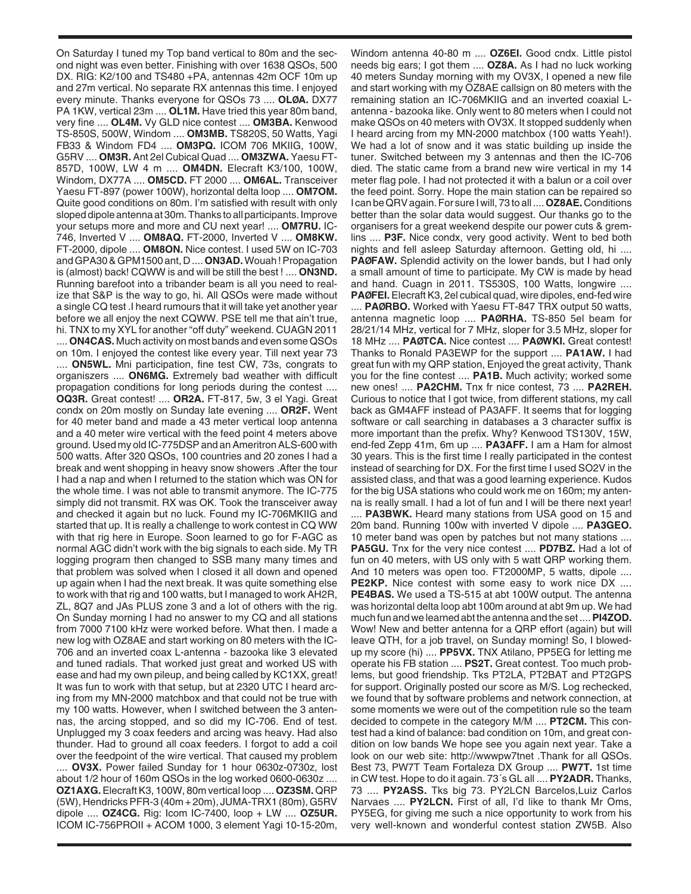On Saturday I tuned my Top band vertical to 80m and the second night was even better. Finishing with over 1638 QSOs, 500 DX. RIG: K2/100 and TS480 +PA, antennas 42m OCF 10m up and 27m vertical. No separate RX antennas this time. I enjoyed every minute. Thanks everyone for QSOs 73 .... **OLØA.** DX77 PA 1KW, vertical 23m .... **OL1M.** Have tried this year 80m band, very fine .... **OL4M.** Vy GLD nice contest .... **OM3BA.** Kenwood TS-850S, 500W, Windom .... **OM3MB.** TS820S, 50 Watts, Yagi FB33 & Windom FD4 .... **OM3PQ.** ICOM 706 MKIIG, 100W, G5RV .... **OM3R.** Ant 2el Cubical Quad .... **OM3ZWA.** Yaesu FT-857D, 100W, LW 4 m .... **OM4DN.** Elecraft K3/100, 100W, Windom, DX77A .... **OM5CD.** FT 2000 .... **OM6AL.** Transceiver Yaesu FT-897 (power 100W), horizontal delta loop .... **OM7OM.** Quite good conditions on 80m. I'm satisfied with result with only sloped dipole antenna at 30m. Thanks to all participants. Improve your setups more and more and CU next year! .... **OM7RU.** IC-746, Inverted V .... **OM8AQ.** FT-2000, Inverted V .... **OM8KW.** FT-2000, dipole .... **OM8ON.** Nice contest. I used 5W on IC-703 and GPA30 & GPM1500 ant, D .... **ON3AD.** Wouah ! Propagation is (almost) back! CQWW is and will be still the best ! .... **ON3ND.** Running barefoot into a tribander beam is all you need to realize that S&P is the way to go, hi. All QSOs were made without a single CQ test .I heard rumours that it will take yet another year before we all enjoy the next CQWW. PSE tell me that ain't true, hi. TNX to my XYL for another "off duty" weekend. CUAGN 2011 .... **ON4CAS.** Much activity on most bands and even some QSOs on 10m. I enjoyed the contest like every year. Till next year 73 .... **ON5WL.** Mni participation, fine test CW, 73s, congrats to organiszers .... **ON6MG.** Extremely bad weather with difficult propagation conditions for long periods during the contest .... **OQ3R.** Great contest! .... **OR2A.** FT-817, 5w, 3 el Yagi. Great condx on 20m mostly on Sunday late evening .... **OR2F.** Went for 40 meter band and made a 43 meter vertical loop antenna and a 40 meter wire vertical with the feed point 4 meters above ground. Used my old IC-775DSP and an Ameritron ALS-600 with 500 watts. After 320 QSOs, 100 countries and 20 zones I had a break and went shopping in heavy snow showers .After the tour I had a nap and when I returned to the station which was ON for the whole time. I was not able to transmit anymore. The IC-775 simply did not transmit. RX was OK. Took the transceiver away and checked it again but no luck. Found my IC-706MKIIG and started that up. It is really a challenge to work contest in CQ WW with that rig here in Europe. Soon learned to go for F-AGC as normal AGC didn't work with the big signals to each side. My TR logging program then changed to SSB many many times and that problem was solved when I closed it all down and opened up again when I had the next break. It was quite something else to work with that rig and 100 watts, but I managed to work AH2R, ZL, 8Q7 and JAs PLUS zone 3 and a lot of others with the rig. On Sunday morning I had no answer to my CQ and all stations from 7000 7100 kHz were worked before. What then. I made a new log with OZ8AE and start working on 80 meters with the IC-706 and an inverted coax L-antenna - bazooka like 3 elevated and tuned radials. That worked just great and worked US with ease and had my own pileup, and being called by KC1XX, great! It was fun to work with that setup, but at 2320 UTC I heard arcing from my MN-2000 matchbox and that could not be true with my 100 watts. However, when I switched between the 3 antennas, the arcing stopped, and so did my IC-706. End of test. Unplugged my 3 coax feeders and arcing was heavy. Had also thunder. Had to ground all coax feeders. I forgot to add a coil over the feedpoint of the wire vertical. That caused my problem .... **OV3X.** Power failed Sunday for 1 hour 0630z-0730z, lost about 1/2 hour of 160m QSOs in the log worked 0600-0630z .... **OZ1AXG.** Elecraft K3, 100W, 80m vertical loop .... **OZ3SM.** QRP (5W), Hendricks PFR-3 (40m + 20m), JUMA-TRX1 (80m), G5RV dipole .... **OZ4CG.** Rig: Icom IC-7400, loop + LW .... **OZ5UR.** ICOM IC-756PROII + ACOM 1000, 3 element Yagi 10-15-20m, Windom antenna 40-80 m .... **OZ6EI.** Good cndx. Little pistol needs big ears; I got them .... **OZ8A.** As I had no luck working 40 meters Sunday morning with my OV3X, I opened a new file and start working with my OZ8AE callsign on 80 meters with the remaining station an IC-706MKIIG and an inverted coaxial L-antenna - bazooka like. Only went to 80 meters when I could not make QSOs on 40 meters with OV3X. It stopped suddenly when I heard arcing from my MN-2000 matchbox (100 watts Yeah!). We had a lot of snow and it was static building up inside the tuner. Switched between my 3 antennas and then the IC-706 died. The static came from a brand new wire vertical in my 14 meter flag pole. I had not protected it with a balun or a coil over the feed point. Sorry. Hope the main station can be repaired so I can be QRV again. For sure I will, 73 to all .... **OZ8AE.** Conditions better than the solar data would suggest. Our thanks go to the organisers for a great weekend despite our power cuts & gremlins .... **P3F.** Nice condx, very good activity. Went to bed both nights and fell asleep Saturday afternoon. Getting old, hi .... **PAØFAW.** Splendid activity on the lower bands, but I had only a small amount of time to participate. My CW is made by head and hand. Cuagn in 2011. TS530S, 100 Watts, longwire .... **PAØFEI.** Elecraft K3, 2el cubical quad, wire dipoles, end-fed wire .... **PAØRBO.** Worked with Yaesu FT-847 TRX output 50 watts, antenna magnetic loop .... **PAØRHA.** TS-850 5el beam for 28/21/14 MHz, vertical for 7 MHz, sloper for 3.5 MHz, sloper for 18 MHz .... **PAØTCA.** Nice contest .... **PAØWKI.** Great contest! Thanks to Ronald PA3EWP for the support .... **PA1AW.** I had great fun with my QRP station, Enjoyed the great activity, Thank you for the fine contest .... **PA1B.** Much activity; worked some new ones! .... **PA2CHM.** Tnx fr nice contest, 73 .... **PA2REH.** Curious to notice that I got twice, from different stations, my call back as GM4AFF instead of PA3AFF. It seems that for logging software or call searching in databases a 3 character suffix is more important than the prefix. Why? Kenwood TS130V, 15W, end-fed Zepp 41m, 6m up .... **PA3AFF.** I am a Ham for almost 30 years. This is the first time I really participated in the contest instead of searching for DX. For the first time I used SO2V in the assisted class, and that was a good learning experience. Kudos for the big USA stations who could work me on 160m; my antenna is really small. I had a lot of fun and I will be there next year! .... **PA3BWK.** Heard many stations from USA good on 15 and 20m band. Running 100w with inverted V dipole .... **PA3GEO.** 10 meter band was open by patches but not many stations .... **PA5GU.** Tnx for the very nice contest .... **PD7BZ.** Had a lot of fun on 40 meters, with US only with 5 watt QRP working them. And 10 meters was open too. FT2000MP, 5 watts, dipole .... **PE2KP.** Nice contest with some easy to work nice DX .... **PE4BAS.** We used a TS-515 at abt 100W output. The antenna was horizontal delta loop abt 100m around at abt 9m up. We had much fun and we learned abt the antenna and the set .... **PI4ZOD.** Wow! New and better antenna for a QRP effort (again) but will leave QTH, for a job travel, on Sunday morning! So, I blowed-up my score (hi) .... **PP5VX.** TNX Atilano, PP5EG for letting me operate his FB station .... **PS2T.** Great contest. Too much problems, but good friendship. Tks PT2LA, PT2BAT and PT2GPS for support. Originally posted our score as M/S. Log rechecked, we found that by software problems and network connection, at some moments we were out of the competition rule so the team decided to compete in the category M/M .... **PT2CM.** This contest had a kind of balance: bad condition on 10m, and great condition on low bands We hope see you again next year. Take a look on our web site: http://wwwpw7tnet .Thank for all QSOs. Best 73, PW7T Team Fortaleza DX Group .... **PW7T.** 1st time in CW test. Hope to do it again. 73´s GL all .... **PY2ADR.** Thanks, 73 .... **PY2ASS.** Tks big 73. PY2LCN Barcelos,Luiz Carlos Narvaes .... **PY2LCN.** First of all, I'd like to thank Mr Oms, PY5EG, for giving me such a nice opportunity to work from his very well-known and wonderful contest station ZW5B. Also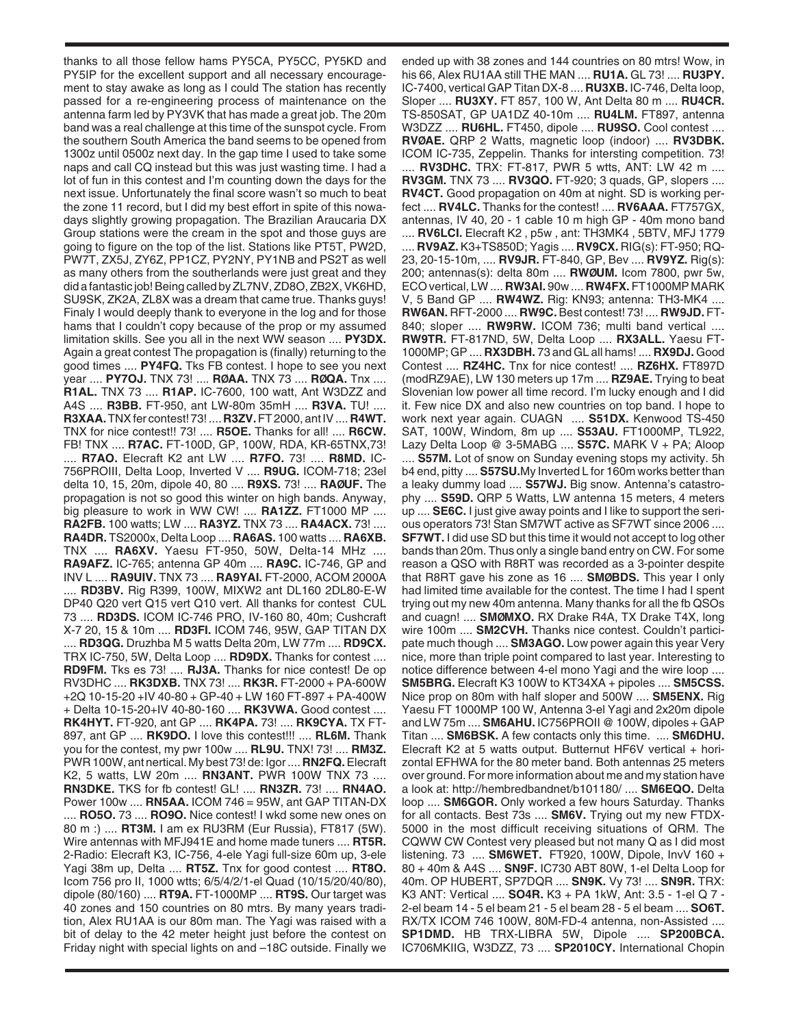thanks to all those fellow hams PY5CA, PY5CC, PY5KD and PY5IP for the excellent support and all necessary encouragement to stay awake as long as I could The station has recently passed for a re-engineering process of maintenance on the antenna farm led by PY3VK that has made a great job. The 20m band was a real challenge at this time of the sunspot cycle. From the southern South America the band seems to be opened from 1300z until 0500z next day. In the gap time I used to take some naps and call CQ instead but this was just wasting time. I had a lot of fun in this contest and I'm counting down the days for the next issue. Unfortunately the final score wasn't so much to beat the zone 11 record, but I did my best effort in spite of this nowadays slightly growing propagation. The Brazilian Araucaria DX Group stations were the cream in the spot and those guys are going to figure on the top of the list. Stations like PT5T, PW2D, PW7T, ZX5J, ZY6Z, PP1CZ, PY2NY, PY1NB and PS2T as well as many others from the southerlands were just great and they did a fantastic job! Being called by ZL7NV, ZD8O, ZB2X, VK6HD, SU9SK, ZK2A, ZL8X was a dream that came true. Thanks guys! Finaly I would deeply thank to everyone in the log and for those hams that I couldn't copy because of the prop or my assumed limitation skills. See you all in the next WW season .... **PY3DX.** Again a great contest The propagation is (finally) returning to the good times .... **PY4FQ.** Tks FB contest. I hope to see you next year .... **PY7OJ.** TNX 73! .... **RØAA.** TNX 73 .... **RØQA.** Tnx .... **R1AL.** TNX 73 .... **R1AP.** IC-7600, 100 watt, Ant W3DZZ and A4S .... **R3BB.** FT-950, ant LW-80m 35mH .... **R3VA.** TU! .... **R3XAA.** TNX fer contest! 73! .... **R3ZV.** FT 2000, ant IV .... **R4WT.** TNX for nice contest!! 73! .... **R5OE.** Thanks for all! .... **R6CW.** FB! TNX .... **R7AC.** FT-100D, GP, 100W, RDA, KR-65TNX,73! .... **R7AO.** Elecraft K2 ant LW .... **R7FO.** 73! .... **R8MD.** IC-756PROIII, Delta Loop, Inverted V .... **R9UG.** ICOM-718; 23el delta 10, 15, 20m, dipole 40, 80 .... **R9XS.** 73! .... **RAØUF.** The propagation is not so good this winter on high bands. Anyway, big pleasure to work in WW CW! .... **RA1ZZ.** FT1000 MP .... **RA2FB.** 100 watts; LW .... **RA3YZ.** TNX 73 .... **RA4ACX.** 73! .... **RA4DR.** TS2000x, Delta Loop .... **RA6AS.** 100 watts .... **RA6XB.** TNX .... **RA6XV.** Yaesu FT-950, 50W, Delta-14 MHz .... **RA9AFZ.** IC-765; antenna GP 40m .... **RA9C.** IC-746, GP and INV L .... **RA9UIV.** TNX 73 .... **RA9YAI.** FT-2000, ACOM 2000A .... **RD3BV.** Rig R399, 100W, MIXW2 ant DL160 2DL80-E-W DP40 Q20 vert Q15 vert Q10 vert. All thanks for contest CUL 73 .... **RD3DS.** ICOM IC-746 PRO, IV-160 80, 40m; Cushcraft X-7 20, 15 & 10m .... **RD3FI.** ICOM 746, 95W, GAP TITAN DX .... **RD3QG.** Druzhba M 5 watts Delta 20m, LW 77m .... **RD9CX.** TRX IC-750, 5W, Delta Loop .... **RD9DX.** Thanks for contest .... **RD9FM.** Tks es 73! .... **RJ3A.** Thanks for nice contest! De op RV3DHC .... **RK3DXB.** TNX 73! .... **RK3R.** FT-2000 + PA-600W +2Q 10-15-20 +IV 40-80 + GP-40 + LW 160 FT-897 + PA-400W + Delta 10-15-20+IV 40-80-160 .... **RK3VWA.** Good contest .... **RK4HYT.** FT-920, ant GP .... **RK4PA.** 73! .... **RK9CYA.** TX FT-897, ant GP .... **RK9DO.** I love this contest!!! .... **RL6M.** Thank you for the contest, my pwr 100w .... **RL9U.** TNX! 73! .... **RM3Z.** PWR 100W, ant nertical. My best 73! de: Igor .... **RN2FQ.** Elecraft K2, 5 watts, LW 20m .... **RN3ANT.** PWR 100W TNX 73 .... **RN3DKE.** TKS for fb contest! GL! .... **RN3ZR.** 73! .... **RN4AO.** Power 100w .... **RN5AA.** ICOM 746 = 95W, ant GAP TITAN-DX .... **RO5O.** 73 .... **RO9O.** Nice contest! I wkd some new ones on 80 m :) .... **RT3M.** I am ex RU3RM (Eur Russia), FT817 (5W). Wire antennas with MFJ941E and home made tuners .... **RT5R.** 2-Radio: Elecraft K3, IC-756, 4-ele Yagi full-size 60m up, 3-ele Yagi 38m up, Delta .... **RT5Z.** Tnx for good contest .... **RT8O.** Icom 756 pro II, 1000 wtts; 6/5/4/2/1-el Quad (10/15/20/40/80), dipole (80/160) .... **RT9A.** FT-1000MP .... **RT9S.** Our target was 40 zones and 150 countries on 80 mtrs. By many years tradition, Alex RU1AA is our 80m man. The Yagi was raised with a bit of delay to the 42 meter height just before the contest on Friday night with special lights on and –18C outside. Finally we ended up with 38 zones and 144 countries on 80 mtrs! Wow, in his 66, Alex RU1AA still THE MAN .... **RU1A.** GL 73! .... **RU3PY.** IC-7400, vertical GAP Titan DX-8 .... **RU3XB.** IC-746, Delta loop, Sloper .... **RU3XY.** FT 857, 100 W, Ant Delta 80 m .... **RU4CR.** TS-850SAT, GP UA1DZ 40-10m .... **RU4LM.** FT897, antenna W3DZZ .... **RU6HL.** FT450, dipole .... **RU9SO.** Cool contest .... **RVØAE.** QRP 2 Watts, magnetic loop (indoor) .... **RV3DBK.** ICOM IC-735, Zeppelin. Thanks for intersting competition. 73! .... **RV3DHC.** TRX: FT-817, PWR 5 wtts, ANT: LW 42 m .... **RV3GM.** TNX 73 .... **RV3QO.** FT-920; 3 quads, GP, slopers .... **RV4CT.** Good propagation on 40m at night. SD is working perfect .... **RV4LC.** Thanks for the contest! .... **RV6AAA.** FT757GX, antennas, IV 40, 20 - 1 cable 10 m high GP - 40m mono band .... **RV6LCI.** Elecraft K2 , p5w , ant: TH3MK4 , 5BTV, MFJ 1779 .... **RV9AZ.** K3+TS850D; Yagis .... **RV9CX.** RIG(s): FT-950; RQ-23, 20-15-10m, .... **RV9JR.** FT-840, GP, Bev .... **RV9YZ.** Rig(s): 200; antennas(s): delta 80m .... **RWØUM.** Icom 7800, pwr 5w, ECO vertical, LW .... **RW3AI.** 90w .... **RW4FX.** FT1000MP MARK V, 5 Band GP .... **RW4WZ.** Rig: KN93; antenna: TH3-MK4 .... **RW6AN.** RFT-2000 .... **RW9C.** Best contest! 73! .... **RW9JD.** FT-840; sloper .... **RW9RW.** ICOM 736; multi band vertical .... **RW9TR.** FT-817ND, 5W, Delta Loop .... **RX3ALL.** Yaesu FT-1000MP; GP .... **RX3DBH.** 73 and GL all hams! .... **RX9DJ.** Good Contest .... **RZ4HC.** Tnx for nice contest! .... **RZ6HX.** FT897D (modRZ9AE), LW 130 meters up 17m .... **RZ9AE.** Trying to beat Slovenian low power all time record. I'm lucky enough and I did it. Few nice DX and also new countries on top band. I hope to work next year again. CUAGN .... **S51DX.** Kenwood TS-450 SAT, 100W, Windom, 8m up .... **S53AU.** FT1000MP, TL922, Lazy Delta Loop @ 3-5MABG .... **S57C.** MARK V + PA; Aloop .... **S57M.** Lot of snow on Sunday evening stops my activity. 5h b4 end, pitty .... **S57SU.** My Inverted L for 160m works better than a leaky dummy load .... **S57WJ.** Big snow. Antenna's catastrophy .... **S59D.** QRP 5 Watts, LW antenna 15 meters, 4 meters up .... **SE6C.** I just give away points and I like to support the serious operators 73! Stan SM7WT active as SF7WT since 2006 .... **SF7WT.** I did use SD but this time it would not accept to log other bands than 20m. Thus only a single band entry on CW. For some reason a QSO with R8RT was recorded as a 3-pointer despite that R8RT gave his zone as 16 .... **SMØBDS.** This year I only had limited time available for the contest. The time I had I spent trying out my new 40m antenna. Many thanks for all the fb QSOs and cuagn! .... **SMØMXO.** RX Drake R4A, TX Drake T4X, long wire 100m .... **SM2CVH.** Thanks nice contest. Couldn't participate much though .... **SM3AGO.** Low power again this year Very nice, more than triple point compared to last year. Interesting to notice difference between 4-el mono Yagi and the wire loop .... **SM5BRG.** Elecraft K3 100W to KT34XA + pipoles .... **SM5CSS.** Nice prop on 80m with half sloper and 500W .... **SM5ENX.** Rig Yaesu FT 1000MP 100 W, Antenna 3-el Yagi and 2x20m dipole and LW 75m .... **SM6AHU.** IC756PROII @ 100W, dipoles + GAP Titan .... **SM6BSK.** A few contacts only this time. .... **SM6DHU.** Elecraft K2 at 5 watts output. Butternut HF6V vertical + horizontal EFHWA for the 80 meter band. Both antennas 25 meters over ground. For more information about me and my station have a look at: http://hembredbandnet/b101180/ .... **SM6EQO.** Delta loop .... **SM6GOR.** Only worked a few hours Saturday. Thanks for all contacts. Best 73s .... **SM6V.** Trying out my new FTDX-5000 in the most difficult receiving situations of QRM. The CQWW CW Contest very pleased but not many Q as I did most listening. 73 .... **SM6WET.** FT920, 100W, Dipole, InvV 160 + 80 + 40m & A4S .... **SN9F.** IC730 ABT 80W, 1-el Delta Loop for 40m. OP HUBERT, SP7DQR .... **SN9K.** Vy 73! .... **SN9R.** TRX: K3 ANT: Vertical .... **SO4R.** K3 + PA 1kW, Ant: 3.5 - 1-el Q 7 - 2-el beam 14 - 5 el beam 21 - 5 el beam 28 - 5 el beam .... **SO6T.** RX/TX ICOM 746 100W, 80M-FD-4 antenna, non-Assisted .... **SP1DMD.** HB TRX-LIBRA 5W, Dipole .... **SP200BCA.** IC706MKIIG, W3DZZ, 73 .... **SP2010CY.** International Chopin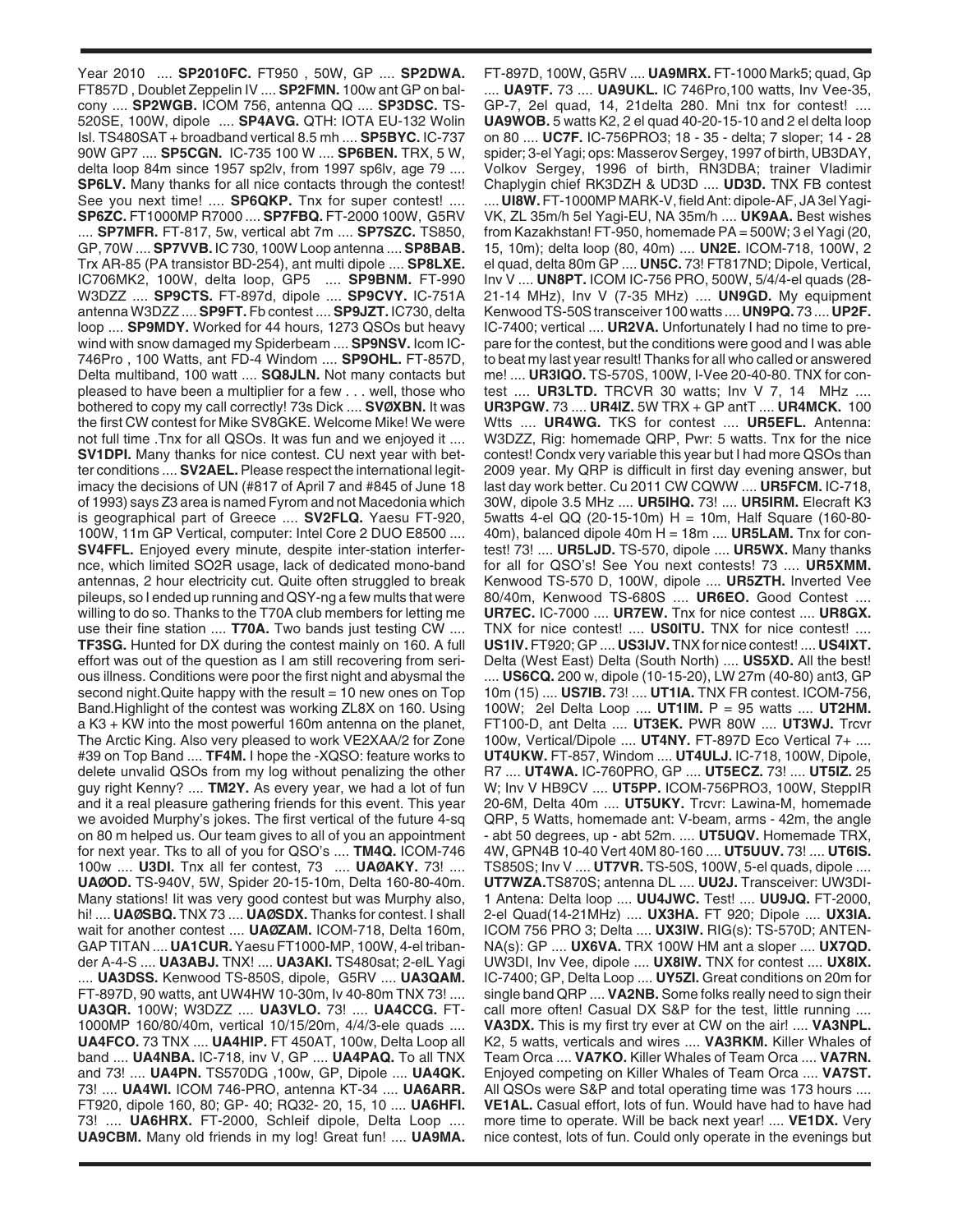Year 2010 .... **SP2010FC.** FT950 , 50W, GP .... **SP2DWA.** FT857D , Doublet Zeppelin IV .... **SP2FMN.** 100w ant GP on balcony .... **SP2WGB.** ICOM 756, antenna QQ .... **SP3DSC.** TS-520SE, 100W, dipole .... **SP4AVG.** QTH: IOTA EU-132 Wolin Isl. TS480SAT + broadband vertical 8.5 mh .... **SP5BYC.** IC-737 90W GP7 .... **SP5CGN.** IC-735 100 W .... **SP6BEN.** TRX, 5 W, delta loop 84m since 1957 sp2lv, from 1997 sp6lv, age 79 .... **SP6LV.** Many thanks for all nice contacts through the contest! See you next time! .... **SP6QKP.** Tnx for super contest! .... **SP6ZC.** FT1000MP R7000 .... **SP7FBQ.** FT-2000 100W, G5RV .... **SP7MFR.** FT-817, 5w, vertical abt 7m .... **SP7SZC.** TS850, GP, 70W .... **SP7VVB.** IC 730, 100W Loop antenna .... **SP8BAB.** Trx AR-85 (PA transistor BD-254), ant multi dipole .... **SP8LXE.** IC706MK2, 100W, delta loop, GP5 .... **SP9BNM.** FT-990 W3DZZ .... **SP9CTS.** FT-897d, dipole .... **SP9CVY.** IC-751A antenna W3DZZ .... **SP9FT.** Fb contest .... **SP9JZT.** IC730, delta loop .... **SP9MDY.** Worked for 44 hours, 1273 QSOs but heavy wind with snow damaged my Spiderbeam .... **SP9NSV.** Icom IC-746Pro , 100 Watts, ant FD-4 Windom .... **SP9OHL.** FT-857D, Delta multiband, 100 watt .... **SQ8JLN.** Not many contacts but pleased to have been a multiplier for a few . . . well, those who bothered to copy my call correctly! 73s Dick .... **SVØXBN.** It was the first CW contest for Mike SV8GKE. Welcome Mike! We were not full time .Tnx for all QSOs. It was fun and we enjoyed it .... **SV1DPI.** Many thanks for nice contest. CU next year with better conditions .... **SV2AEL.** Please respect the international legitimacy the decisions of UN (#817 of April 7 and #845 of June 18 of 1993) says Z3 area is named Fyrom and not Macedonia which is geographical part of Greece .... **SV2FLQ.** Yaesu FT-920, 100W, 11m GP Vertical, computer: Intel Core 2 DUO E8500 .... **SV4FFL.** Enjoyed every minute, despite inter-station interfernce, which limited SO2R usage, lack of dedicated mono-band antennas, 2 hour electricity cut. Quite often struggled to break pileups, so I ended up running and QSY-ng a few mults that were willing to do so. Thanks to the T70A club members for letting me use their fine station .... **T70A.** Two bands just testing CW .... **TF3SG.** Hunted for DX during the contest mainly on 160. A full effort was out of the question as I am still recovering from serious illness. Conditions were poor the first night and abysmal the second night.Quite happy with the result = 10 new ones on Top Band.Highlight of the contest was working ZL8X on 160. Using a K3 + KW into the most powerful 160m antenna on the planet, The Arctic King. Also very pleased to work VE2XAA/2 for Zone #39 on Top Band .... **TF4M.** I hope the -XQSO: feature works to delete unvalid QSOs from my log without penalizing the other guy right Kenny? .... **TM2Y.** As every year, we had a lot of fun and it a real pleasure gathering friends for this event. This year we avoided Murphy's jokes. The first vertical of the future 4-sq on 80 m helped us. Our team gives to all of you an appointment for next year. Tks to all of you for QSO's .... **TM4Q.** ICOM-746 100w .... **U3DI.** Tnx all fer contest, 73 .... **UAØAKY.** 73! .... **UAØOD.** TS-940V, 5W, Spider 20-15-10m, Delta 160-80-40m. Many stations! Iit was very good contest but was Murphy also, hi! .... **UAØSBQ.** TNX 73 .... **UAØSDX.** Thanks for contest. I shall wait for another contest .... **UAØZAM.** ICOM-718, Delta 160m, GAP TITAN .... **UA1CUR.** Yaesu FT1000-MP, 100W, 4-el tribander A-4-S .... **UA3ABJ.** TNX! .... **UA3AKI.** TS480sat; 2-elL Yagi .... **UA3DSS.** Kenwood TS-850S, dipole, G5RV .... **UA3QAM.** FT-897D, 90 watts, ant UW4HW 10-30m, Iv 40-80m TNX 73! .... **UA3QR.** 100W; W3DZZ .... **UA3VLO.** 73! .... **UA4CCG.** FT-1000MP 160/80/40m, vertical 10/15/20m, 4/4/3-ele quads .... **UA4FCO.** 73 TNX .... **UA4HIP.** FT 450AT, 100w, Delta Loop all band .... **UA4NBA.** IC-718, inv V, GP .... **UA4PAQ.** To all TNX and 73! .... **UA4PN.** TS570DG ,100w, GP, Dipole .... **UA4QK.** 73! .... **UA4WI.** ICOM 746-PRO, antenna KT-34 .... **UA6ARR.** FT920, dipole 160, 80; GP- 40; RQ32- 20, 15, 10 .... **UA6HFI.** 73! .... **UA6HRX.** FT-2000, Schleif dipole, Delta Loop .... **UA9CBM.** Many old friends in my log! Great fun! .... **UA9MA.** FT-897D, 100W, G5RV .... **UA9MRX.** FT-1000 Mark5; quad, Gp .... **UA9TF.** 73 .... **UA9UKL.** IC 746Pro,100 watts, Inv Vee-35, GP-7, 2el quad, 14, 21delta 280. Mni tnx for contest! .... **UA9WOB.** 5 watts K2, 2 el quad 40-20-15-10 and 2 el delta loop on 80 .... **UC7F.** IC-756PRO3; 18 - 35 - delta; 7 sloper; 14 - 28 spider; 3-el Yagi; ops: Masserov Sergey, 1997 of birth, UB3DAY, Volkov Sergey, 1996 of birth, RN3DBA; trainer Vladimir Chaplygin chief RK3DZH & UD3D .... **UD3D.** TNX FB contest .... **UI8W.** FT-1000MP MARK-V, field Ant: dipole-AF, JA 3el Yagi-VK, ZL 35m/h 5el Yagi-EU, NA 35m/h .... **UK9AA.** Best wishes from Kazakhstan! FT-950, homemade PA = 500W; 3 el Yagi (20, 15, 10m); delta loop (80, 40m) .... **UN2E.** ICOM-718, 100W, 2 el quad, delta 80m GP .... **UN5C.** 73! FT817ND; Dipole, Vertical, Inv V .... **UN8PT.** ICOM IC-756 PRO, 500W, 5/4/4-el quads (28-21-14 MHz), Inv V (7-35 MHz) .... **UN9GD.** My equipment Kenwood TS-50S transceiver 100 watts .... **UN9PQ.** 73 .... **UP2F.** IC-7400; vertical .... **UR2VA.** Unfortunately I had no time to prepare for the contest, but the conditions were good and I was able to beat my last year result! Thanks for all who called or answered me! .... **UR3IQO.** TS-570S, 100W, I-Vee 20-40-80. TNX for contest .... **UR3LTD.** TRCVR 30 watts; Inv V 7, 14 MHz .... **UR3PGW.** 73 .... **UR4IZ.** 5W TRX + GP antT .... **UR4MCK.** 100 Wtts .... **UR4WG.** TKS for contest .... **UR5EFL.** Antenna: W3DZZ, Rig: homemade QRP, Pwr: 5 watts. Tnx for the nice contest! Condx very variable this year but I had more QSOs than 2009 year. My QRP is difficult in first day evening answer, but last day work better. Cu 2011 CW CQWW .... **UR5FCM.** IC-718, 30W, dipole 3.5 MHz .... **UR5IHQ.** 73! .... **UR5IRM.** Elecraft K3 5watts 4-el QQ (20-15-10m) H = 10m, Half Square (160-80-40m), balanced dipole 40m H = 18m .... **UR5LAM.** Tnx for contest! 73! .... **UR5LJD.** TS-570, dipole .... **UR5WX.** Many thanks for all for QSO's! See You next contests! 73 .... **UR5XMM.** Kenwood TS-570 D, 100W, dipole .... **UR5ZTH.** Inverted Vee 80/40m, Kenwood TS-680S .... **UR6EO.** Good Contest .... **UR7EC.** IC-7000 .... **UR7EW.** Tnx for nice contest .... **UR8GX.** TNX for nice contest! .... **US0ITU.** TNX for nice contest! .... **US1IV.** FT920; GP .... **US3IJV.** TNX for nice contest! .... **US4IXT.** Delta (West East) Delta (South North) .... **US5XD.** All the best! .... **US6CQ.** 200 w, dipole (10-15-20), LW 27m (40-80) ant3, GP 10m (15) .... **US7IB.** 73! .... **UT1IA.** TNX FR contest. ICOM-756, 100W; 2el Delta Loop .... **UT1IM.** P = 95 watts .... **UT2HM.** FT100-D, ant Delta .... **UT3EK.** PWR 80W .... **UT3WJ.** Trcvr 100w, Vertical/Dipole .... **UT4NY.** FT-897D Eco Vertical 7+ .... **UT4UKW.** FT-857, Windom .... **UT4ULJ.** IC-718, 100W, Dipole, R7 .... **UT4WA.** IC-760PRO, GP .... **UT5ECZ.** 73! .... **UT5IZ.** 25 W; Inv V HB9CV .... **UT5PP.** ICOM-756PRO3, 100W, SteppIR 20-6M, Delta 40m .... **UT5UKY.** Trcvr: Lawina-M, homemade QRP, 5 Watts, homemade ant: V-beam, arms - 42m, the angle - abt 50 degrees, up - abt 52m. .... **UT5UQV.** Homemade TRX, 4W, GPN4B 10-40 Vert 40M 80-160 .... **UT5UUV.** 73! .... **UT6IS.** TS850S; Inv V .... **UT7VR.** TS-50S, 100W, 5-el quads, dipole .... **UT7WZA.** TS870S; antenna DL .... **UU2J.** Transceiver: UW3DI-1 Antena: Delta loop .... **UU4JWC.** Test! .... **UU9JQ.** FT-2000, 2-el Quad(14-21MHz) .... **UX3HA.** FT 920; Dipole .... **UX3IA.** ICOM 756 PRO 3; Delta .... **UX3IW.** RIG(s): TS-570D; ANTENNA(s): GP .... **UX6VA.** TRX 100W HM ant a sloper .... **UX7QD.** UW3DI, Inv Vee, dipole .... **UX8IW.** TNX for contest .... **UX8IX.** IC-7400; GP, Delta Loop .... **UY5ZI.** Great conditions on 20m for single band QRP .... **VA2NB.** Some folks really need to sign their call more often! Casual DX S&P for the test, little running .... **VA3DX.** This is my first try ever at CW on the air! .... **VA3NPL.** K2, 5 watts, verticals and wires .... **VA3RKM.** Killer Whales of Team Orca .... **VA7KO.** Killer Whales of Team Orca .... **VA7RN.** Enjoyed competing on Killer Whales of Team Orca .... **VA7ST.** All QSOs were S&P and total operating time was 173 hours .... **VE1AL.** Casual effort, lots of fun. Would have had to have had more time to operate. Will be back next year! .... **VE1DX.** Very nice contest, lots of fun. Could only operate in the evenings but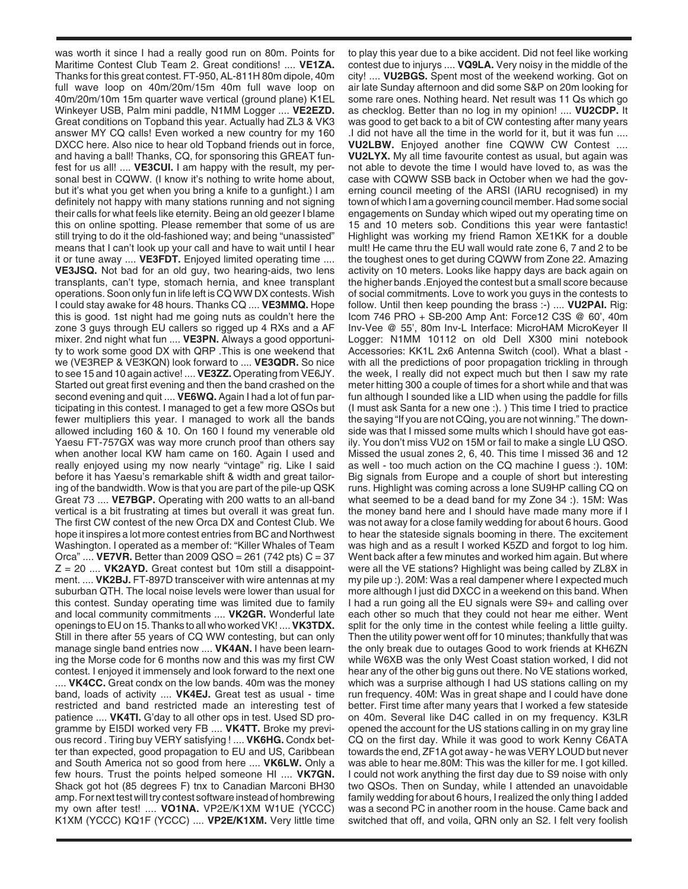was worth it since I had a really good run on 80m. Points for Maritime Contest Club Team 2. Great conditions! .... **VE1ZA.** Thanks for this great contest. FT-950, AL-811H 80m dipole, 40m full wave loop on 40m/20m/15m 40m full wave loop on 40m/20m/10m 15m quarter wave vertical (ground plane) K1EL Winkeyer USB, Palm mini paddle, N1MM Logger .... **VE2EZD.** Great conditions on Topband this year. Actually had ZL3 & VK3 answer MY CQ calls! Even worked a new country for my 160 DXCC here. Also nice to hear old Topband friends out in force, and having a ball! Thanks, CQ, for sponsoring this GREAT fun-fest for us all! .... **VE3CUI.** I am happy with the result, my personal best in CQWW. (I know it's nothing to write home about, but it's what you get when you bring a knife to a gunfight.) I am definitely not happy with many stations running and not signing their calls for what feels like eternity. Being an old geezer I blame this on online spotting. Please remember that some of us are still trying to do it the old-fashioned way; and being "unassisted" means that I can't look up your call and have to wait until I hear it or tune away .... **VE3FDT.** Enjoyed limited operating time .... **VE3JSQ.** Not bad for an old guy, two hearing-aids, two lens transplants, can't type, stomach hernia, and knee transplant operations. Soon only fun in life left is CQ WW DX contests. Wish I could stay awake for 48 hours. Thanks CQ .... **VE3MMQ.** Hope this is good. 1st night had me going nuts as couldn't here the zone 3 guys through EU callers so rigged up 4 RXs and a AF mixer. 2nd night what fun .... **VE3PN.** Always a good opportunity to work some good DX with QRP .This is one weekend that we (VE3REP & VE3KQN) look forward to .... **VE3QDR.** So nice to see 15 and 10 again active! .... **VE3ZZ.** Operating from VE6JY. Started out great first evening and then the band crashed on the second evening and quit .... **VE6WQ.** Again I had a lot of fun participating in this contest. I managed to get a few more QSOs but fewer multipliers this year. I managed to work all the bands allowed including 160 & 10. On 160 I found my venerable old Yaesu FT-757GX was way more crunch proof than others say when another local KW ham came on 160. Again I used and really enjoyed using my now nearly "vintage" rig. Like I said before it has Yaesu's remarkable shift & width and great tailoring of the bandwidth. Wow is that you are part of the pile-up QSK Great 73 .... **VE7BGP.** Operating with 200 watts to an all-band vertical is a bit frustrating at times but overall it was great fun. The first CW contest of the new Orca DX and Contest Club. We hope it inspires a lot more contest entries from BC and Northwest Washington. I operated as a member of: "Killer Whales of Team Orca" .... **VE7VR.** Better than 2009 QSO = 261 (742 pts) C = 37 Z = 20 .... **VK2AYD.** Great contest but 10m still a disappointment. .... **VK2BJ.** FT-897D transceiver with wire antennas at my suburban QTH. The local noise levels were lower than usual for this contest. Sunday operating time was limited due to family and local community commitments .... **VK2GR.** Wonderful late openings to EU on 15. Thanks to all who worked VK! .... **VK3TDX.** Still in there after 55 years of CQ WW contesting, but can only manage single band entries now .... **VK4AN.** I have been learning the Morse code for 6 months now and this was my first CW contest. I enjoyed it immensely and look forward to the next one .... **VK4CC.** Great condx on the low bands. 40m was the money band, loads of activity .... **VK4EJ.** Great test as usual - time restricted and band restricted made an interesting test of patience .... **VK4TI.** G'day to all other ops in test. Used SD programme by EI5DI worked very FB .... **VK4TT.** Broke my previous record . Tiring buy VERY satisfying ! .... **VK6HG.** Condx better than expected, good propagation to EU and US, Caribbean and South America not so good from here .... **VK6LW.** Only a few hours. Trust the points helped someone HI .... **VK7GN.** Shack got hot (85 degrees F) tnx to Canadian Marconi BH30 amp. For next test will try contest software instead of hombrewing my own after test! .... **VO1NA.** VP2E/K1XM W1UE (YCCC) K1XM (YCCC) KQ1F (YCCC) .... **VP2E/K1XM.** Very little time to play this year due to a bike accident. Did not feel like working contest due to injurys .... **VQ9LA.** Very noisy in the middle of the city! .... **VU2BGS.** Spent most of the weekend working. Got on air late Sunday afternoon and did some S&P on 20m looking for some rare ones. Nothing heard. Net result was 11 Qs which go as checklog. Better than no log in my opinion! .... **VU2CDP.** It was good to get back to a bit of CW contesting after many years .I did not have all the time in the world for it, but it was fun .... **VU2LBW.** Enjoyed another fine CQWW CW Contest .... **VU2LYX.** My all time favourite contest as usual, but again was not able to devote the time I would have loved to, as was the case with CQWW SSB back in October when we had the governing council meeting of the ARSI (IARU recognised) in my town of which I am a governing council member. Had some social engagements on Sunday which wiped out my operating time on 15 and 10 meters sob. Conditions this year were fantastic! Highlight was working my friend Ramon XE1KK for a double mult! He came thru the EU wall would rate zone 6, 7 and 2 to be the toughest ones to get during CQWW from Zone 22. Amazing activity on 10 meters. Looks like happy days are back again on the higher bands .Enjoyed the contest but a small score because of social commitments. Love to work you guys in the contests to follow. Until then keep pounding the brass :-) .... **VU2PAI.** Rig: Icom 746 PRO + SB-200 Amp Ant: Force12 C3S @ 60', 40m Inv-Vee @ 55', 80m Inv-L Interface: MicroHAM MicroKeyer II Logger: N1MM 10112 on old Dell X300 mini notebook Accessories: KK1L 2x6 Antenna Switch (cool). What a blast - with all the predictions of poor propagation trickling in through the week, I really did not expect much but then I saw my rate meter hitting 300 a couple of times for a short while and that was fun although I sounded like a LID when using the paddle for fills (I must ask Santa for a new one :). ) This time I tried to practice the saying "If you are not CQing, you are not winning." The downside was that I missed some mults which I should have got easily. You don't miss VU2 on 15M or fail to make a single LU QSO. Missed the usual zones 2, 6, 40. This time I missed 36 and 12 as well - too much action on the CQ machine I guess :). 10M: Big signals from Europe and a couple of short but interesting runs. Highlight was coming across a lone SU9HP calling CQ on what seemed to be a dead band for my Zone 34 :). 15M: Was the money band here and I should have made many more if I was not away for a close family wedding for about 6 hours. Good to hear the stateside signals booming in there. The excitement was high and as a result I worked K5ZD and forgot to log him. Went back after a few minutes and worked him again. But where were all the VE stations? Highlight was being called by ZL8X in my pile up :). 20M: Was a real dampener where I expected much more although I just did DXCC in a weekend on this band. When I had a run going all the EU signals were S9+ and calling over each other so much that they could not hear me either. Went split for the only time in the contest while feeling a little guilty. Then the utility power went off for 10 minutes; thankfully that was the only break due to outages Good to work friends at KH6ZN while W6XB was the only West Coast station worked, I did not hear any of the other big guns out there. No VE stations worked, which was a surprise although I had US stations calling on my run frequency. 40M: Was in great shape and I could have done better. First time after many years that I worked a few stateside on 40m. Several like D4C called in on my frequency. K3LR opened the account for the US stations calling in on my gray line CQ on the first day. While it was good to work Kenny C6ATA towards the end, ZF1A got away - he was VERY LOUD but never was able to hear me.80M: This was the killer for me. I got killed. I could not work anything the first day due to S9 noise with only two QSOs. Then on Sunday, while I attended an unavoidable family wedding for about 6 hours, I realized the only thing I added was a second PC in another room in the house. Came back and switched that off, and voila, QRN only an S2. I felt very foolish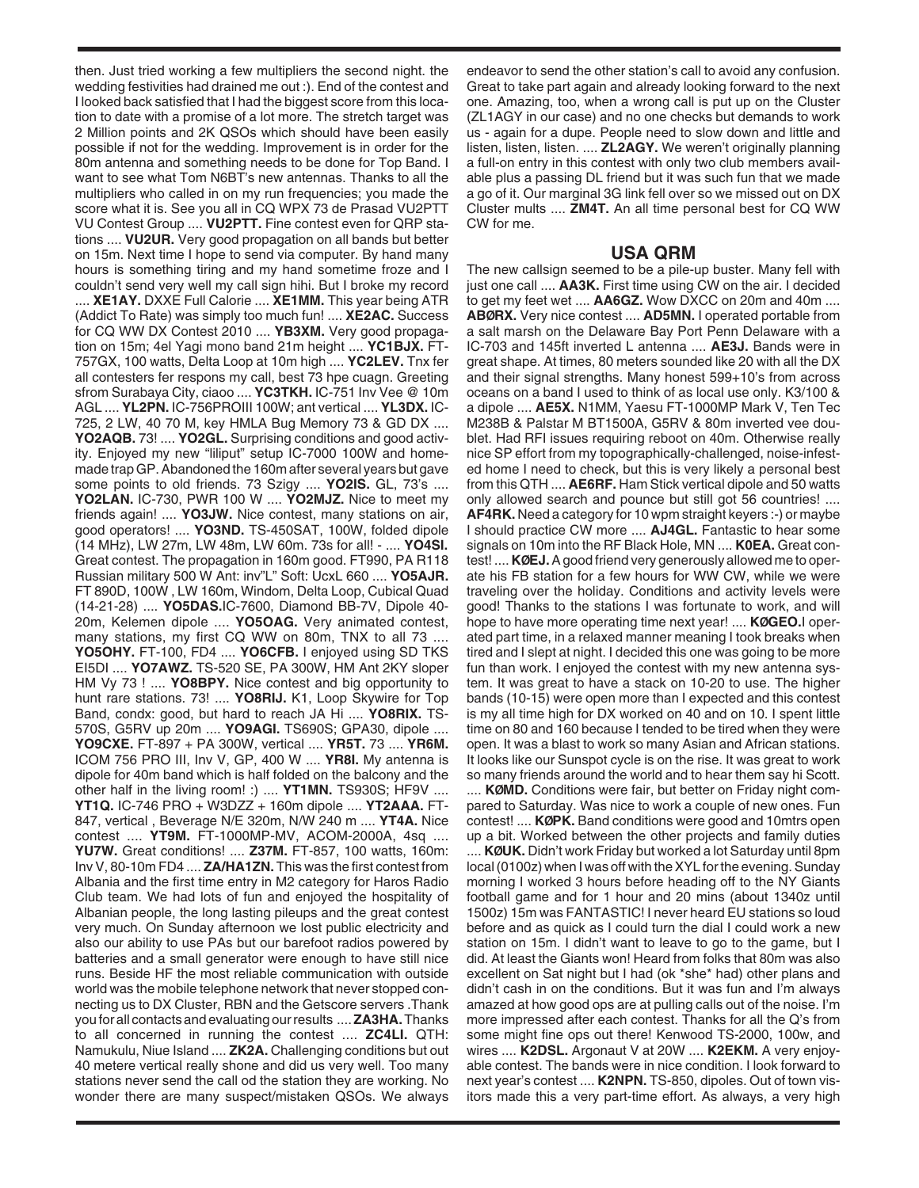then. Just tried working a few multipliers the second night. the wedding festivities had drained me out :). End of the contest and I looked back satisfied that I had the biggest score from this location to date with a promise of a lot more. The stretch target was 2 Million points and 2K QSOs which should have been easily possible if not for the wedding. Improvement is in order for the 80m antenna and something needs to be done for Top Band. I want to see what Tom N6BT's new antennas. Thanks to all the multipliers who called in on my run frequencies; you made the score what it is. See you all in CQ WPX 73 de Prasad VU2PTT VU Contest Group .... **VU2PTT.** Fine contest even for QRP stations .... **VU2UR.** Very good propagation on all bands but better on 15m. Next time I hope to send via computer. By hand many hours is something tiring and my hand sometime froze and I couldn't send very well my call sign hihi. But I broke my record .... **XE1AY.** DXXE Full Calorie .... **XE1MM.** This year being ATR (Addict To Rate) was simply too much fun! .... **XE2AC.** Success for CQ WW DX Contest 2010 .... **YB3XM.** Very good propagation on 15m; 4el Yagi mono band 21m height .... **YC1BJX.** FT-757GX, 100 watts, Delta Loop at 10m high .... **YC2LEV.** Tnx fer all contesters fer respons my call, best 73 hpe cuagn. Greeting sfrom Surabaya City, ciaoo .... **YC3TKH.** IC-751 Inv Vee @ 10m AGL .... **YL2PN.** IC-756PROIII 100W; ant vertical .... **YL3DX.** IC-725, 2 LW, 40 70 M, key HMLA Bug Memory 73 & GD DX .... **YO2AQB.** 73! .... **YO2GL.** Surprising conditions and good activity. Enjoyed my new "liliput" setup IC-7000 100W and homemade trap GP. Abandoned the 160m after several years but gave some points to old friends. 73 Szigy .... **YO2IS.** GL, 73's .... **YO2LAN.** IC-730, PWR 100 W .... **YO2MJZ.** Nice to meet my friends again! .... **YO3JW.** Nice contest, many stations on air, good operators! .... **YO3ND.** TS-450SAT, 100W, folded dipole (14 MHz), LW 27m, LW 48m, LW 60m. 73s for all! - .... **YO4SI.** Great contest. The propagation in 160m good. FT990, PA R118 Russian military 500 W Ant: inv"L" Soft: UcxL 660 .... **YO5AJR.** FT 890D, 100W , LW 160m, Windom, Delta Loop, Cubical Quad (14-21-28) .... **YO5DAS.**IC-7600, Diamond BB-7V, Dipole 40-20m, Kelemen dipole .... **YO5OAG.** Very animated contest, many stations, my first CQ WW on 80m, TNX to all 73 .... **YO5OHY.** FT-100, FD4 .... **YO6CFB.** I enjoyed using SD TKS EI5DI .... **YO7AWZ.** TS-520 SE, PA 300W, HM Ant 2KY sloper HM Vy 73 ! .... **YO8BPY.** Nice contest and big opportunity to hunt rare stations. 73! .... **YO8RIJ.** K1, Loop Skywire for Top Band, condx: good, but hard to reach JA Hi .... **YO8RIX.** TS-570S, G5RV up 20m .... **YO9AGI.** TS690S; GPA30, dipole .... **YO9CXE.** FT-897 + PA 300W, vertical .... **YR5T.** 73 .... **YR6M.** ICOM 756 PRO III, Inv V, GP, 400 W .... **YR8I.** My antenna is dipole for 40m band which is half folded on the balcony and the other half in the living room! :) .... **YT1MN.** TS930S; HF9V .... **YT1Q.** IC-746 PRO + W3DZZ + 160m dipole .... **YT2AAA.** FT-847, vertical , Beverage N/E 320m, N/W 240 m .... **YT4A.** Nice contest .... **YT9M.** FT-1000MP-MV, ACOM-2000A, 4sq .... **YU7W.** Great conditions! .... **Z37M.** FT-857, 100 watts, 160m: Inv V, 80-10m FD4 .... **ZA/HA1ZN.** This was the first contest from Albania and the first time entry in M2 category for Haros Radio Club team. We had lots of fun and enjoyed the hospitality of Albanian people, the long lasting pileups and the great contest very much. On Sunday afternoon we lost public electricity and also our ability to use PAs but our barefoot radios powered by batteries and a small generator were enough to have still nice runs. Beside HF the most reliable communication with outside world was the mobile telephone network that never stopped connecting us to DX Cluster, RBN and the Getscore servers .Thank you for all contacts and evaluating our results .... **ZA3HA.** Thanks to all concerned in running the contest .... **ZC4LI.** QTH: Namukulu, Niue Island .... **ZK2A.** Challenging conditions but out 40 metere vertical really shone and did us very well. Too many stations never send the call od the station they are working. No wonder there are many suspect/mistaken QSOs. We always endeavor to send the other station's call to avoid any confusion. Great to take part again and already looking forward to the next one. Amazing, too, when a wrong call is put up on the Cluster (ZL1AGY in our case) and no one checks but demands to work us - again for a dupe. People need to slow down and little and listen, listen, listen. .... **ZL2AGY.** We weren't originally planning a full-on entry in this contest with only two club members available plus a passing DL friend but it was such fun that we made a go of it. Our marginal 3G link fell over so we missed out on DX Cluster mults .... **ZM4T.** An all time personal best for CQ WW CW for me.

## USA QRM

The new callsign seemed to be a pile-up buster. Many fell with just one call .... **AA3K.** First time using CW on the air. I decided to get my feet wet .... **AA6GZ.** Wow DXCC on 20m and 40m .... **ABØRX.** Very nice contest .... **AD5MN.** I operated portable from a salt marsh on the Delaware Bay Port Penn Delaware with a IC-703 and 145ft inverted L antenna .... **AE3J.** Bands were in great shape. At times, 80 meters sounded like 20 with all the DX and their signal strengths. Many honest 599+10's from across oceans on a band I used to think of as local use only. K3/100 & a dipole .... **AE5X.** N1MM, Yaesu FT-1000MP Mark V, Ten Tec M238B & Palstar M BT1500A, G5RV & 80m inverted vee doublet. Had RFI issues requiring reboot on 40m. Otherwise really nice SP effort from my topographically-challenged, noise-infested home I need to check, but this is very likely a personal best from this QTH .... **AE6RF.** Ham Stick vertical dipole and 50 watts only allowed search and pounce but still got 56 countries! .... **AF4RK.** Need a category for 10 wpm straight keyers :-) or maybe I should practice CW more .... **AJ4GL.** Fantastic to hear some signals on 10m into the RF Black Hole, MN .... **K0EA.** Great contest! .... **KØEJ.** A good friend very generously allowed me to operate his FB station for a few hours for WW CW, while we were traveling over the holiday. Conditions and activity levels were good! Thanks to the stations I was fortunate to work, and will hope to have more operating time next year! .... **KØGEO.**I operated part time, in a relaxed manner meaning I took breaks when tired and I slept at night. I decided this one was going to be more fun than work. I enjoyed the contest with my new antenna system. It was great to have a stack on 10-20 to use. The higher bands (10-15) were open more than I expected and this contest is my all time high for DX worked on 40 and on 10. I spent little time on 80 and 160 because I tended to be tired when they were open. It was a blast to work so many Asian and African stations. It looks like our Sunspot cycle is on the rise. It was great to work so many friends around the world and to hear them say hi Scott. .... **KØMD.** Conditions were fair, but better on Friday night compared to Saturday. Was nice to work a couple of new ones. Fun contest! .... **KØPK.** Band conditions were good and 10mtrs open up a bit. Worked between the other projects and family duties .... **KØUK.** Didn't work Friday but worked a lot Saturday until 8pm local (0100z) when I was off with the XYL for the evening. Sunday morning I worked 3 hours before heading off to the NY Giants football game and for 1 hour and 20 mins (about 1340z until 1500z) 15m was FANTASTIC! I never heard EU stations so loud before and as quick as I could turn the dial I could work a new station on 15m. I didn't want to leave to go to the game, but I did. At least the Giants won! Heard from folks that 80m was also excellent on Sat night but I had (ok *she* had) other plans and didn't cash in on the conditions. But it was fun and I'm always amazed at how good ops are at pulling calls out of the noise. I'm more impressed after each contest. Thanks for all the Q's from some might fine ops out there! Kenwood TS-2000, 100w, and wires .... **K2DSL.** Argonaut V at 20W .... **K2EKM.** A very enjoyable contest. The bands were in nice condition. I look forward to next year's contest .... **K2NPN.** TS-850, dipoles. Out of town visitors made this a very part-time effort. As always, a very high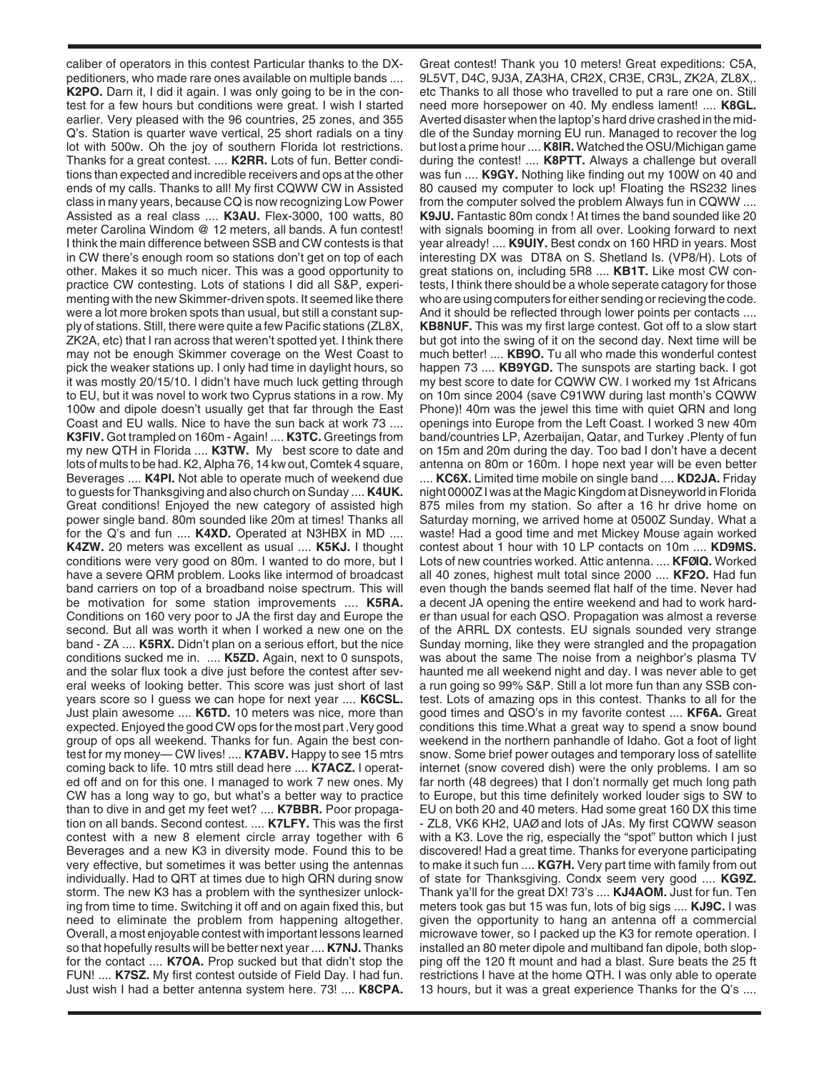caliber of operators in this contest Particular thanks to the DX-peditioners, who made rare ones available on multiple bands .... **K2PO.** Darn it, I did it again. I was only going to be in the contest for a few hours but conditions were great. I wish I started earlier. Very pleased with the 96 countries, 25 zones, and 355 Q's. Station is quarter wave vertical, 25 short radials on a tiny lot with 500w. Oh the joy of southern Florida lot restrictions. Thanks for a great contest. .... **K2RR.** Lots of fun. Better conditions than expected and incredible receivers and ops at the other ends of my calls. Thanks to all! My first CQWW CW in Assisted class in many years, because CQ is now recognizing Low Power Assisted as a real class .... **K3AU.** Flex-3000, 100 watts, 80 meter Carolina Windom @ 12 meters, all bands. A fun contest! I think the main difference between SSB and CW contests is that in CW there's enough room so stations don't get on top of each other. Makes it so much nicer. This was a good opportunity to practice CW contesting. Lots of stations I did all S&P, experimenting with the new Skimmer-driven spots. It seemed like there were a lot more broken spots than usual, but still a constant supply of stations. Still, there were quite a few Pacific stations (ZL8X, ZK2A, etc) that I ran across that weren't spotted yet. I think there may not be enough Skimmer coverage on the West Coast to pick the weaker stations up. I only had time in daylight hours, so it was mostly 20/15/10. I didn't have much luck getting through to EU, but it was novel to work two Cyprus stations in a row. My 100w and dipole doesn't usually get that far through the East Coast and EU walls. Nice to have the sun back at work 73 .... **K3FIV.** Got trampled on 160m - Again! .... **K3TC.** Greetings from my new QTH in Florida .... **K3TW.** My best score to date and lots of mults to be had. K2, Alpha 76, 14 kw out, Comtek 4 square, Beverages .... **K4PI.** Not able to operate much of weekend due to guests for Thanksgiving and also church on Sunday .... **K4UK.** Great conditions! Enjoyed the new category of assisted high power single band. 80m sounded like 20m at times! Thanks all for the Q's and fun .... **K4XD.** Operated at N3HBX in MD .... **K4ZW.** 20 meters was excellent as usual .... **K5KJ.** I thought conditions were very good on 80m. I wanted to do more, but I have a severe QRM problem. Looks like intermod of broadcast band carriers on top of a broadband noise spectrum. This will be motivation for some station improvements .... **K5RA.** Conditions on 160 very poor to JA the first day and Europe the second. But all was worth it when I worked a new one on the band - ZA .... **K5RX.** Didn't plan on a serious effort, but the nice conditions sucked me in. .... **K5ZD.** Again, next to 0 sunspots, and the solar flux took a dive just before the contest after several weeks of looking better. This score was just short of last years score so I guess we can hope for next year .... **K6CSL.** Just plain awesome .... **K6TD.** 10 meters was nice, more than expected. Enjoyed the good CW ops for the most part .Very good group of ops all weekend. Thanks for fun. Again the best contest for my money— CW lives! .... **K7ABV.** Happy to see 15 mtrs coming back to life. 10 mtrs still dead here .... **K7ACZ.** I operated off and on for this one. I managed to work 7 new ones. My CW has a long way to go, but what's a better way to practice than to dive in and get my feet wet? .... **K7BBR.** Poor propagation on all bands. Second contest. .... **K7LFY.** This was the first contest with a new 8 element circle array together with 6 Beverages and a new K3 in diversity mode. Found this to be very effective, but sometimes it was better using the antennas individually. Had to QRT at times due to high QRN during snow storm. The new K3 has a problem with the synthesizer unlocking from time to time. Switching it off and on again fixed this, but need to eliminate the problem from happening altogether. Overall, a most enjoyable contest with important lessons learned so that hopefully results will be better next year .... **K7NJ.** Thanks for the contact .... **K7OA.** Prop sucked but that didn't stop the FUN! .... **K7SZ.** My first contest outside of Field Day. I had fun. Just wish I had a better antenna system here. 73! .... **K8CPA.** Great contest! Thank you 10 meters! Great expeditions: C5A, 9L5VT, D4C, 9J3A, ZA3HA, CR2X, CR3E, CR3L, ZK2A, ZL8X,. etc Thanks to all those who travelled to put a rare one on. Still need more horsepower on 40. My endless lament! .... **K8GL.** Averted disaster when the laptop's hard drive crashed in the middle of the Sunday morning EU run. Managed to recover the log but lost a prime hour .... **K8IR.** Watched the OSU/Michigan game during the contest! .... **K8PTT.** Always a challenge but overall was fun .... **K9GY.** Nothing like finding out my 100W on 40 and 80 caused my computer to lock up! Floating the RS232 lines from the computer solved the problem Always fun in CQWW .... **K9JU.** Fantastic 80m condx ! At times the band sounded like 20 with signals booming in from all over. Looking forward to next year already! .... **K9UIY.** Best condx on 160 HRD in years. Most interesting DX was DT8A on S. Shetland Is. (VP8/H). Lots of great stations on, including 5R8 .... **KB1T.** Like most CW contests, I think there should be a whole seperate catagory for those who are using computers for either sending or recieving the code. And it should be reflected through lower points per contacts .... **KB8NUF.** This was my first large contest. Got off to a slow start but got into the swing of it on the second day. Next time will be much better! .... **KB9O.** Tu all who made this wonderful contest happen 73 .... **KB9YGD.** The sunspots are starting back. I got my best score to date for CQWW CW. I worked my 1st Africans on 10m since 2004 (save C91WW during last month's CQWW Phone)! 40m was the jewel this time with quiet QRN and long openings into Europe from the Left Coast. I worked 3 new 40m band/countries LP, Azerbaijan, Qatar, and Turkey .Plenty of fun on 15m and 20m during the day. Too bad I don't have a decent antenna on 80m or 160m. I hope next year will be even better .... **KC6X.** Limited time mobile on single band .... **KD2JA.** Friday night 0000Z I was at the Magic Kingdom at Disneyworld in Florida 875 miles from my station. So after a 16 hr drive home on Saturday morning, we arrived home at 0500Z Sunday. What a waste! Had a good time and met Mickey Mouse again worked contest about 1 hour with 10 LP contacts on 10m .... **KD9MS.** Lots of new countries worked. Attic antenna. .... **KFØIQ.** Worked all 40 zones, highest mult total since 2000 .... **KF2O.** Had fun even though the bands seemed flat half of the time. Never had a decent JA opening the entire weekend and had to work harder than usual for each QSO. Propagation was almost a reverse of the ARRL DX contests. EU signals sounded very strange Sunday morning, like they were strangled and the propagation was about the same The noise from a neighbor's plasma TV haunted me all weekend night and day. I was never able to get a run going so 99% S&P. Still a lot more fun than any SSB contest. Lots of amazing ops in this contest. Thanks to all for the good times and QSO's in my favorite contest .... **KF6A.** Great conditions this time.What a great way to spend a snow bound weekend in the northern panhandle of Idaho. Got a foot of light snow. Some brief power outages and temporary loss of satellite internet (snow covered dish) were the only problems. I am so far north (48 degrees) that I don't normally get much long path to Europe, but this time definitely worked louder sigs to SW to EU on both 20 and 40 meters. Had some great 160 DX this time - ZL8, VK6 KH2, UAØ and lots of JAs. My first CQWW season with a K3. Love the rig, especially the "spot" button which I just discovered! Had a great time. Thanks for everyone participating to make it such fun .... **KG7H.** Very part time with family from out of state for Thanksgiving. Condx seem very good .... **KG9Z.** Thank ya'll for the great DX! 73's .... **KJ4AOM.** Just for fun. Ten meters took gas but 15 was fun, lots of big sigs .... **KJ9C.** I was given the opportunity to hang an antenna off a commercial microwave tower, so I packed up the K3 for remote operation. I installed an 80 meter dipole and multiband fan dipole, both slopping off the 120 ft mount and had a blast. Sure beats the 25 ft restrictions I have at the home QTH. I was only able to operate 13 hours, but it was a great experience Thanks for the Q's ....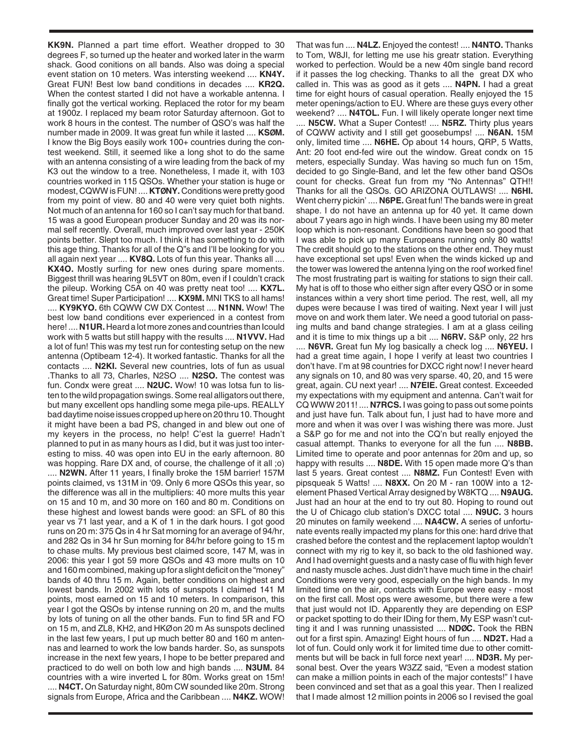**KK9N.** Planned a part time effort. Weather dropped to 30 degrees F, so turned up the heater and worked later in the warm shack. Good conitions on all bands. Also was doing a special event station on 10 meters. Was intersting weekend .... **KN4Y.** Great FUN! Best low band conditions in decades .... **KR2Q.** When the contest started I did not have a workable antenna. I finally got the vertical working. Replaced the rotor for my beam at 1900z. I replaced my beam rotor Saturday afternoon. Got to work 8 hours in the contest. The number of QSO's was half the number made in 2009. It was great fun while it lasted .... **KSØM.** I know the Big Boys easily work 100+ countries during the contest weekend. Still, it seemed like a long shot to do the same with an antenna consisting of a wire leading from the back of my K3 out the window to a tree. Nonetheless, I made it, with 103 countries worked in 115 QSOs. Whether your station is huge or modest, CQWW is FUN! .... **KTØNY.** Conditions were pretty good from my point of view. 80 and 40 were very quiet both nights. Not much of an antenna for 160 so I can't say much for that band. 15 was a good European producer Sunday and 20 was its normal self recently. Overall, much improved over last year - 250K points better. Slept too much. I think it has something to do with this age thing. Thanks for all of the Q"s and I'll be looking for you all again next year .... **KV8Q.** Lots of fun this year. Thanks all .... **KX4O.** Mostly surfing for new ones during spare moments. Biggest thrill was hearing 9L5VT on 80m, even if I couldn't crack the pileup. Working C5A on 40 was pretty neat too! .... **KX7L.** Great time! Super Participation! .... **KX9M.** MNI TKS to all hams! .... **KY9KYO.** 6th CQWW CW DX Contest .... **N1NN.** Wow! The best low band conditions ever experienced in a contest from here! .... **N1UR.** Heard a lot more zones and countries than Icould work with 5 watts but still happy with the results .... **N1VVV.** Had a lot of fun! This was my test run for contesting setup on the new antenna (Optibeam 12-4). It worked fantastic. Thanks for all the contacts .... **N2KI.** Several new countries, lots of fun as usual .Thanks to all 73, Charles, N2SO .... **N2SO.** The contest was fun. Condx were great .... **N2UC.** Wow! 10 was lotsa fun to listen to the wild propagation swings. Some real alligators out there, but many excellent ops handling some mega pile-ups. REALLY bad daytime noise issues cropped up here on 20 thru 10. Thought it might have been a bad PS, changed in and blew out one of my keyers in the process, no help! C'est la guerre! Hadn't planned to put in as many hours as I did, but it was just too interesting to miss. 40 was open into EU in the early afternoon. 80 was hopping. Rare DX and, of course, the challenge of it all ;o) .... **N2WN.** After 11 years, I finally broke the 15M barrier! 157M points claimed, vs 131M in '09. Only 6 more QSOs this year, so the difference was all in the multipliers: 40 more mults this year on 15 and 10 m, and 30 more on 160 and 80 m. Conditions on these highest and lowest bands were good: an SFL of 80 this year vs 71 last year, and a K of 1 in the dark hours. I got good runs on 20 m: 375 Qs in 4 hr Sat morning for an average of 94/hr, and 282 Qs in 34 hr Sun morning for 84/hr before going to 15 m to chase mults. My previous best claimed score, 147 M, was in 2006: this year I got 59 more QSOs and 43 more mults on 10 and 160 m combined, making up for a slight deficit on the "money" bands of 40 thru 15 m. Again, better conditions on highest and lowest bands. In 2002 with lots of sunspots I claimed 141 M points, most earned on 15 and 10 meters. In comparison, this year I got the QSOs by intense running on 20 m, and the mults by lots of tuning on all the other bands. Fun to find 5R and FO on 15 m, and ZL8, KH2, and HKØon 20 m As sunspots declined in the last few years, I put up much better 80 and 160 m antennas and learned to work the low bands harder. So, as sunspots increase in the next few years, I hope to be better prepared and practiced to do well on both low and high bands .... **N3UM.** 84 countries with a wire inverted L for 80m. Works great on 15m! .... **N4CT.** On Saturday night, 80m CW sounded like 20m. Strong signals from Europe, Africa and the Caribbean .... **N4KZ.** WOW! That was fun .... **N4LZ.** Enjoyed the contest! .... **N4NTO.** Thanks to Tom, W8JI, for letting me use his greatr station. Everything worked to perfection. Would be a new 40m single band record if it passes the log checking. Thanks to all the great DX who called in. This was as good as it gets .... **N4PN.** I had a great time for eight hours of casual operation. Really enjoyed the 15 meter openings/action to EU. Where are these guys every other weekend? .... **N4TOL.** Fun. I will likely operate longer next time .... **N5CW.** What a Super Contest! .... **N5RZ.** Thirty plus years of CQWW activity and I still get goosebumps! .... **N6AN.** 15M only, limited time .... **N6HE.** Op about 14 hours, QRP, 5 Watts, Ant: 20 foot end-fed wire out the window. Great condx on 15 meters, especially Sunday. Was having so much fun on 15m, decided to go Single-Band, and let the few other band QSOs count for checks. Great fun from my "No Antennas" QTH!! Thanks for all the QSOs. GO ARIZONA OUTLAWS! .... **N6HI.** Went cherry pickin' .... **N6PE.** Great fun! The bands were in great shape. I do not have an antenna up for 40 yet. It came down about 7 years ago in high winds. I have been using my 80 meter loop which is non-resonant. Conditions have been so good that I was able to pick up many Europeans running only 80 watts! The credit should go to the stations on the other end. They must have exceptional set ups! Even when the winds kicked up and the tower was lowered the antenna lying on the roof worked fine! The most frustrating part is waiting for stations to sign their call. My hat is off to those who either sign after every QSO or in some instances within a very short time period. The rest, well, all my dupes were because I was tired of waiting. Next year I will just move on and work them later. We need a good tutorial on passing mults and band change strategies. I am at a glass ceiling and it is time to mix things up a bit .... **N6RV.** S&P only, 22 hrs .... **N6VR.** Great fun My log basically a check log .... **N6YEU.** I had a great time again, I hope I verify at least two countries I don't have. I'm at 98 countries for DXCC right now! I never heard any signals on 10, and 80 was very sparse. 40, 20, and 15 were great, again. CU next year! .... **N7EIE.** Great contest. Exceeded my expectations with my equipment and antenna. Can't wait for CQ WWW 2011! .... **N7RCS.** I was going to pass out some points and just have fun. Talk about fun, I just had to have more and more and when it was over I was wishing there was more. Just a S&P go for me and not into the CQ'n but really enjoyed the casual attempt. Thanks to everyone for all the fun .... **N8BB.** Limited time to operate and poor antennas for 20m and up, so happy with results .... **N8DE.** With 15 open made more Q's than last 5 years. Great contest .... **N8MZ.** Fun Contest! Even with pipsqueak 5 Watts! .... **N8XX.** On 20 M - ran 100W into a 12-element Phased Vertical Array designed by W8KTQ .... **N9AUG.** Just had an hour at the end to try out 80. Hoping to round out the U of Chicago club station's DXCC total .... **N9UC.** 3 hours 20 minutes on family weekend .... **NA4CW.** A series of unfortunate events really impacted my plans for this one: hard drive that crashed before the contest and the replacement laptop wouldn't connect with my rig to key it, so back to the old fashioned way. And I had overnight guests and a nasty case of flu with high fever and nasty muscle aches. Just didn't have much time in the chair! Conditions were very good, especially on the high bands. In my limited time on the air, contacts with Europe were easy - most on the first call. Most ops were awesome, but there were a few that just would not ID. Apparently they are depending on ESP or packet spotting to do their IDing for them, My ESP wasn't cutting it and I was running unassisted .... **NDØC.** Took the RBN out for a first spin. Amazing! Eight hours of fun .... **ND2T.** Had a lot of fun. Could only work it for limited time due to other comittments but will be back in full force next year! .... **ND3R.** My personal best. Over the years W3ZZ said, "Even a modest station can make a million points in each of the major contests!" I have been convinced and set that as a goal this year. Then I realized that I made almost 12 million points in 2006 so I revised the goal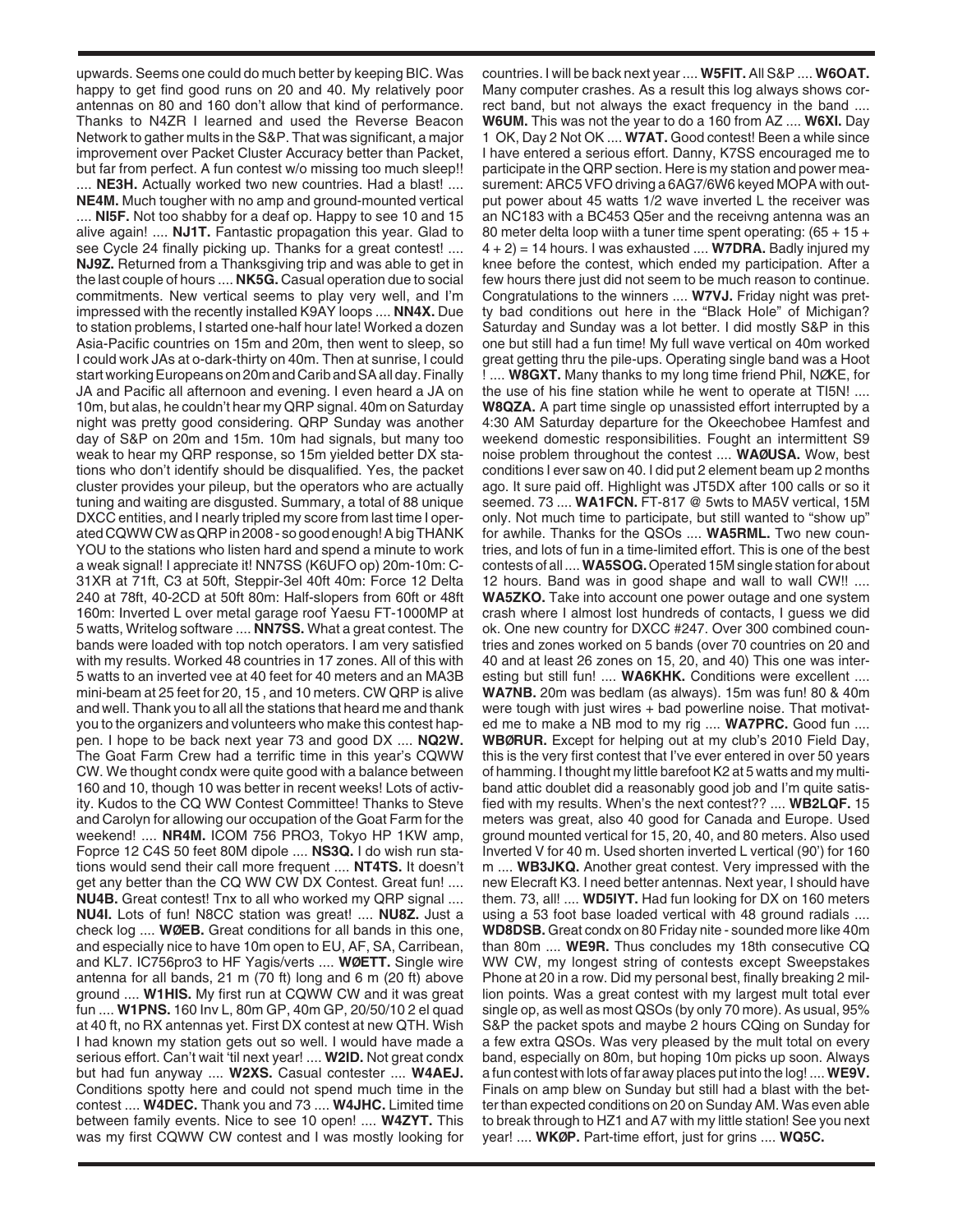upwards. Seems one could do much better by keeping BIC. Was happy to get find good runs on 20 and 40. My relatively poor antennas on 80 and 160 don't allow that kind of performance. Thanks to N4ZR I learned and used the Reverse Beacon Network to gather mults in the S&P. That was significant, a major improvement over Packet Cluster Accuracy better than Packet, but far from perfect. A fun contest w/o missing too much sleep!! .... **NE3H.** Actually worked two new countries. Had a blast! .... **NE4M.** Much tougher with no amp and ground-mounted vertical .... **NI5F.** Not too shabby for a deaf op. Happy to see 10 and 15 alive again! .... **NJ1T.** Fantastic propagation this year. Glad to see Cycle 24 finally picking up. Thanks for a great contest! .... **NJ9Z.** Returned from a Thanksgiving trip and was able to get in the last couple of hours .... **NK5G.** Casual operation due to social commitments. New vertical seems to play very well, and I'm impressed with the recently installed K9AY loops .... **NN4X.** Due to station problems, I started one-half hour late! Worked a dozen Asia-Pacific countries on 15m and 20m, then went to sleep, so I could work JAs at o-dark-thirty on 40m. Then at sunrise, I could start working Europeans on 20m and Carib and SA all day. Finally JA and Pacific all afternoon and evening. I even heard a JA on 10m, but alas, he couldn't hear my QRP signal. 40m on Saturday night was pretty good considering. QRP Sunday was another day of S&P on 20m and 15m. 10m had signals, but many too weak to hear my QRP response, so 15m yielded better DX stations who don't identify should be disqualified. Yes, the packet cluster provides your pileup, but the operators who are actually tuning and waiting are disgusted. Summary, a total of 88 unique DXCC entities, and I nearly tripled my score from last time I operated CQWW CW as QRP in 2008 - so good enough! A big THANK YOU to the stations who listen hard and spend a minute to work a weak signal! I appreciate it! NN7SS (K6UFO op) 20m-10m: C-31XR at 71ft, C3 at 50ft, Steppir-3el 40ft 40m: Force 12 Delta 240 at 78ft, 40-2CD at 50ft 80m: Half-slopers from 60ft or 48ft 160m: Inverted L over metal garage roof Yaesu FT-1000MP at 5 watts, Writelog software .... **NN7SS.** What a great contest. The bands were loaded with top notch operators. I am very satisfied with my results. Worked 48 countries in 17 zones. All of this with 5 watts to an inverted vee at 40 feet for 40 meters and an MA3B mini-beam at 25 feet for 20, 15 , and 10 meters. CW QRP is alive and well. Thank you to all all the stations that heard me and thank you to the organizers and volunteers who make this contest happen. I hope to be back next year 73 and good DX .... **NQ2W.** The Goat Farm Crew had a terrific time in this year's CQWW CW. We thought condx were quite good with a balance between 160 and 10, though 10 was better in recent weeks! Lots of activity. Kudos to the CQ WW Contest Committee! Thanks to Steve and Carolyn for allowing our occupation of the Goat Farm for the weekend! .... **NR4M.** ICOM 756 PRO3, Tokyo HP 1KW amp, Foprce 12 C4S 50 feet 80M dipole .... **NS3Q.** I do wish run stations would send their call more frequent .... **NT4TS.** It doesn't get any better than the CQ WW CW DX Contest. Great fun! .... **NU4B.** Great contest! Tnx to all who worked my QRP signal .... **NU4I.** Lots of fun! N8CC station was great! .... **NU8Z.** Just a check log .... **WØEB.** Great conditions for all bands in this one, and especially nice to have 10m open to EU, AF, SA, Carribean, and KL7. IC756pro3 to HF Yagis/verts .... **WØETT.** Single wire antenna for all bands, 21 m (70 ft) long and 6 m (20 ft) above ground .... **W1HIS.** My first run at CQWW CW and it was great fun .... **W1PNS.** 160 Inv L, 80m GP, 40m GP, 20/50/10 2 el quad at 40 ft, no RX antennas yet. First DX contest at new QTH. Wish I had known my station gets out so well. I would have made a serious effort. Can't wait 'til next year! .... **W2ID.** Not great condx but had fun anyway .... **W2XS.** Casual contester .... **W4AEJ.** Conditions spotty here and could not spend much time in the contest .... **W4DEC.** Thank you and 73 .... **W4JHC.** Limited time between family events. Nice to see 10 open! .... **W4ZYT.** This was my first CQWW CW contest and I was mostly looking for countries. I will be back next year .... **W5FIT.** All S&P .... **W6OAT.** Many computer crashes. As a result this log always shows correct band, but not always the exact frequency in the band .... **W6UM.** This was not the year to do a 160 from AZ .... **W6XI.** Day 1 OK, Day 2 Not OK .... **W7AT.** Good contest! Been a while since I have entered a serious effort. Danny, K7SS encouraged me to participate in the QRP section. Here is my station and power measurement: ARC5 VFO driving a 6AG7/6W6 keyed MOPA with output power about 45 watts 1/2 wave inverted L the receiver was an NC183 with a BC453 Q5er and the receivng antenna was an 80 meter delta loop wiith a tuner time spent operating: (65 + 15 + 4 + 2) = 14 hours. I was exhausted .... **W7DRA.** Badly injured my knee before the contest, which ended my participation. After a few hours there just did not seem to be much reason to continue. Congratulations to the winners .... **W7VJ.** Friday night was pretty bad conditions out here in the "Black Hole" of Michigan? Saturday and Sunday was a lot better. I did mostly S&P in this one but still had a fun time! My full wave vertical on 40m worked great getting thru the pile-ups. Operating single band was a Hoot ! .... **W8GXT.** Many thanks to my long time friend Phil, NØKE, for the use of his fine station while he went to operate at TI5N! .... **W8QZA.** A part time single op unassisted effort interrupted by a 4:30 AM Saturday departure for the Okeechobee Hamfest and weekend domestic responsibilities. Fought an intermittent S9 noise problem throughout the contest .... **WAØUSA.** Wow, best conditions I ever saw on 40. I did put 2 element beam up 2 months ago. It sure paid off. Highlight was JT5DX after 100 calls or so it seemed. 73 .... **WA1FCN.** FT-817 @ 5wts to MA5V vertical, 15M only. Not much time to participate, but still wanted to "show up" for awhile. Thanks for the QSOs .... **WA5RML.** Two new countries, and lots of fun in a time-limited effort. This is one of the best contests of all .... **WA5SOG.** Operated 15M single station for about 12 hours. Band was in good shape and wall to wall CW!! .... **WA5ZKO.** Take into account one power outage and one system crash where I almost lost hundreds of contacts, I guess we did ok. One new country for DXCC #247. Over 300 combined countries and zones worked on 5 bands (over 70 countries on 20 and 40 and at least 26 zones on 15, 20, and 40) This one was interesting but still fun! .... **WA6KHK.** Conditions were excellent .... **WA7NB.** 20m was bedlam (as always). 15m was fun! 80 & 40m were tough with just wires + bad powerline noise. That motivated me to make a NB mod to my rig .... **WA7PRC.** Good fun .... **WBØRUR.** Except for helping out at my club's 2010 Field Day, this is the very first contest that I've ever entered in over 50 years of hamming. I thought my little barefoot K2 at 5 watts and my multiband attic doublet did a reasonably good job and I'm quite satisfied with my results. When's the next contest?? .... **WB2LQF.** 15 meters was great, also 40 good for Canada and Europe. Used ground mounted vertical for 15, 20, 40, and 80 meters. Also used Inverted V for 40 m. Used shorten inverted L vertical (90') for 160 m .... **WB3JKQ.** Another great contest. Very impressed with the new Elecraft K3. I need better antennas. Next year, I should have them. 73, all! .... **WD5IYT.** Had fun looking for DX on 160 meters using a 53 foot base loaded vertical with 48 ground radials .... **WD8DSB.** Great condx on 80 Friday nite - sounded more like 40m than 80m .... **WE9R.** Thus concludes my 18th consecutive CQ WW CW, my longest string of contests except Sweepstakes Phone at 20 in a row. Did my personal best, finally breaking 2 million points. Was a great contest with my largest mult total ever single op, as well as most QSOs (by only 70 more). As usual, 95% S&P the packet spots and maybe 2 hours CQing on Sunday for a few extra QSOs. Was very pleased by the mult total on every band, especially on 80m, but hoping 10m picks up soon. Always a fun contest with lots of far away places put into the log! .... **WE9V.** Finals on amp blew on Sunday but still had a blast with the better than expected conditions on 20 on Sunday AM. Was even able to break through to HZ1 and A7 with my little station! See you next year! .... **WKØP.** Part-time effort, just for grins .... **WQ5C.**